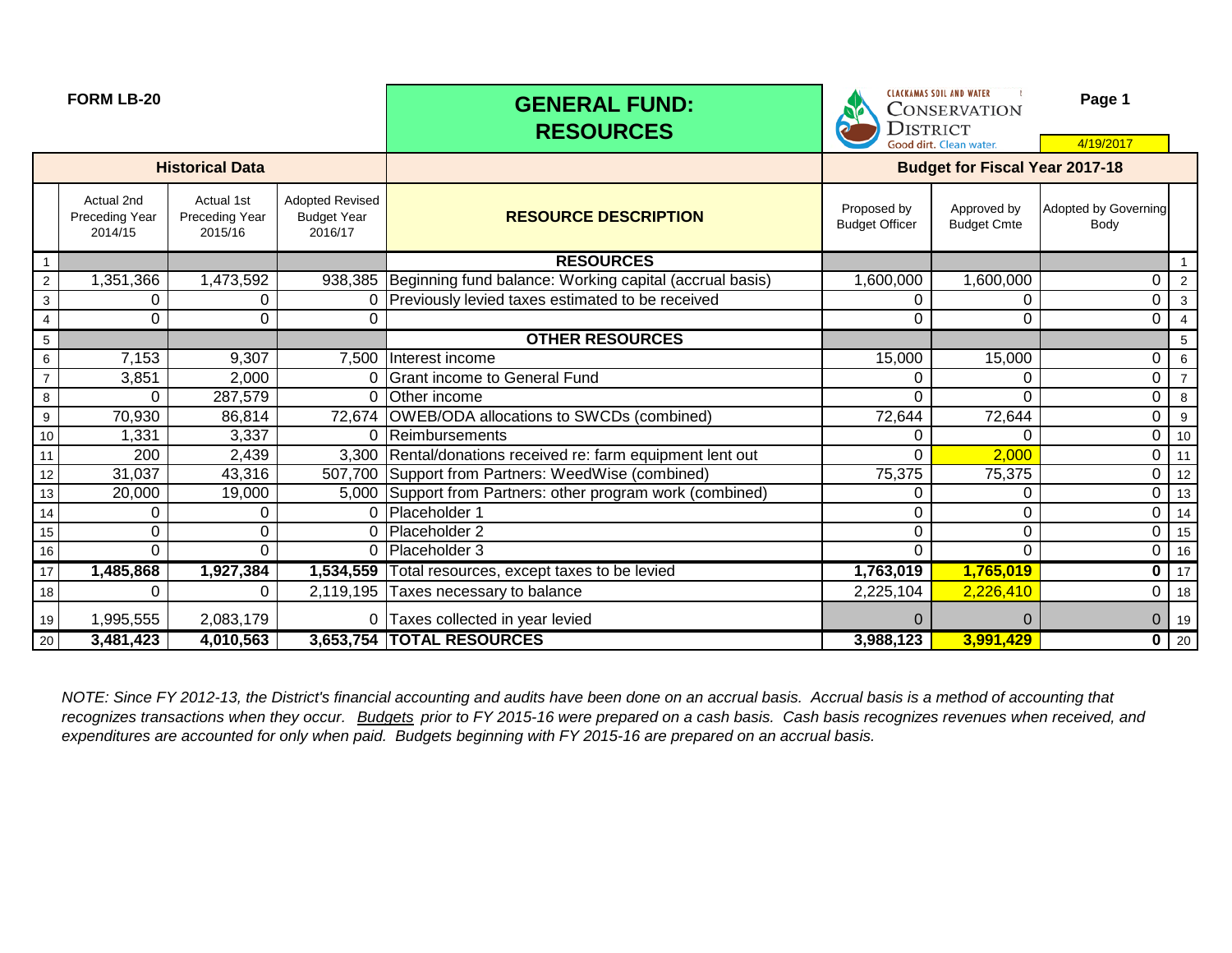**FORM LB-20**

# GENERAL FUND: RESOURCES

CLACKAMAS SOIL AND WATER CONSERVATION DISTRICT
Good dirt. Clean water.

4/19/2017

| | Historical Data | | | | Budget for Fiscal Year 2017-18 | | | |
|---|---|---|---|---|---|---|---|---|
| | Actual 2nd Preceding Year 2014/15 | Actual 1st Preceding Year 2015/16 | Adopted Revised Budget Year 2016/17 | RESOURCE DESCRIPTION | Proposed by Budget Officer | Approved by Budget Cmte | Adopted by Governing Body | |
| 1 | | | | **RESOURCES** | | | | 1 |
| 2 | 1,351,366 | 1,473,592 | 938,385 | Beginning fund balance: Working capital (accrual basis) | 1,600,000 | 1,600,000 | 0 | 2 |
| 3 | 0 | 0 | 0 | Previously levied taxes estimated to be received | 0 | 0 | 0 | 3 |
| 4 | 0 | 0 | 0 | | 0 | 0 | 0 | 4 |
| 5 | | | | **OTHER RESOURCES** | | | | 5 |
| 6 | 7,153 | 9,307 | 7,500 | Interest income | 15,000 | 15,000 | 0 | 6 |
| 7 | 3,851 | 2,000 | 0 | Grant income to General Fund | 0 | 0 | 0 | 7 |
| 8 | 0 | 287,579 | 0 | Other income | 0 | 0 | 0 | 8 |
| 9 | 70,930 | 86,814 | 72,674 | OWEB/ODA allocations to SWCDs (combined) | 72,644 | 72,644 | 0 | 9 |
| 10 | 1,331 | 3,337 | 0 | Reimbursements | 0 | 0 | 0 | 10 |
| 11 | 200 | 2,439 | 3,300 | Rental/donations received re: farm equipment lent out | 0 | 2,000 | 0 | 11 |
| 12 | 31,037 | 43,316 | 507,700 | Support from Partners: WeedWise (combined) | 75,375 | 75,375 | 0 | 12 |
| 13 | 20,000 | 19,000 | 5,000 | Support from Partners: other program work (combined) | 0 | 0 | 0 | 13 |
| 14 | 0 | 0 | 0 | Placeholder 1 | 0 | 0 | 0 | 14 |
| 15 | 0 | 0 | 0 | Placeholder 2 | 0 | 0 | 0 | 15 |
| 16 | 0 | 0 | 0 | Placeholder 3 | 0 | 0 | 0 | 16 |
| 17 | **1,485,868** | **1,927,384** | **1,534,559** | Total resources, except taxes to be levied | **1,763,019** | **1,765,019** | **0** | 17 |
| 18 | 0 | 0 | 2,119,195 | Taxes necessary to balance | 2,225,104 | 2,226,410 | 0 | 18 |
| 19 | 1,995,555 | 2,083,179 | 0 | Taxes collected in year levied | 0 | 0 | 0 | 19 |
| 20 | **3,481,423** | **4,010,563** | **3,653,754** | **TOTAL RESOURCES** | **3,988,123** | **3,991,429** | **0** | 20 |

*NOTE: Since FY 2012-13, the District's financial accounting and audits have been done on an accrual basis. Accrual basis is a method of accounting that recognizes transactions when they occur. Budgets prior to FY 2015-16 were prepared on a cash basis. Cash basis recognizes revenues when received, and expenditures are accounted for only when paid. Budgets beginning with FY 2015-16 are prepared on an accrual basis.*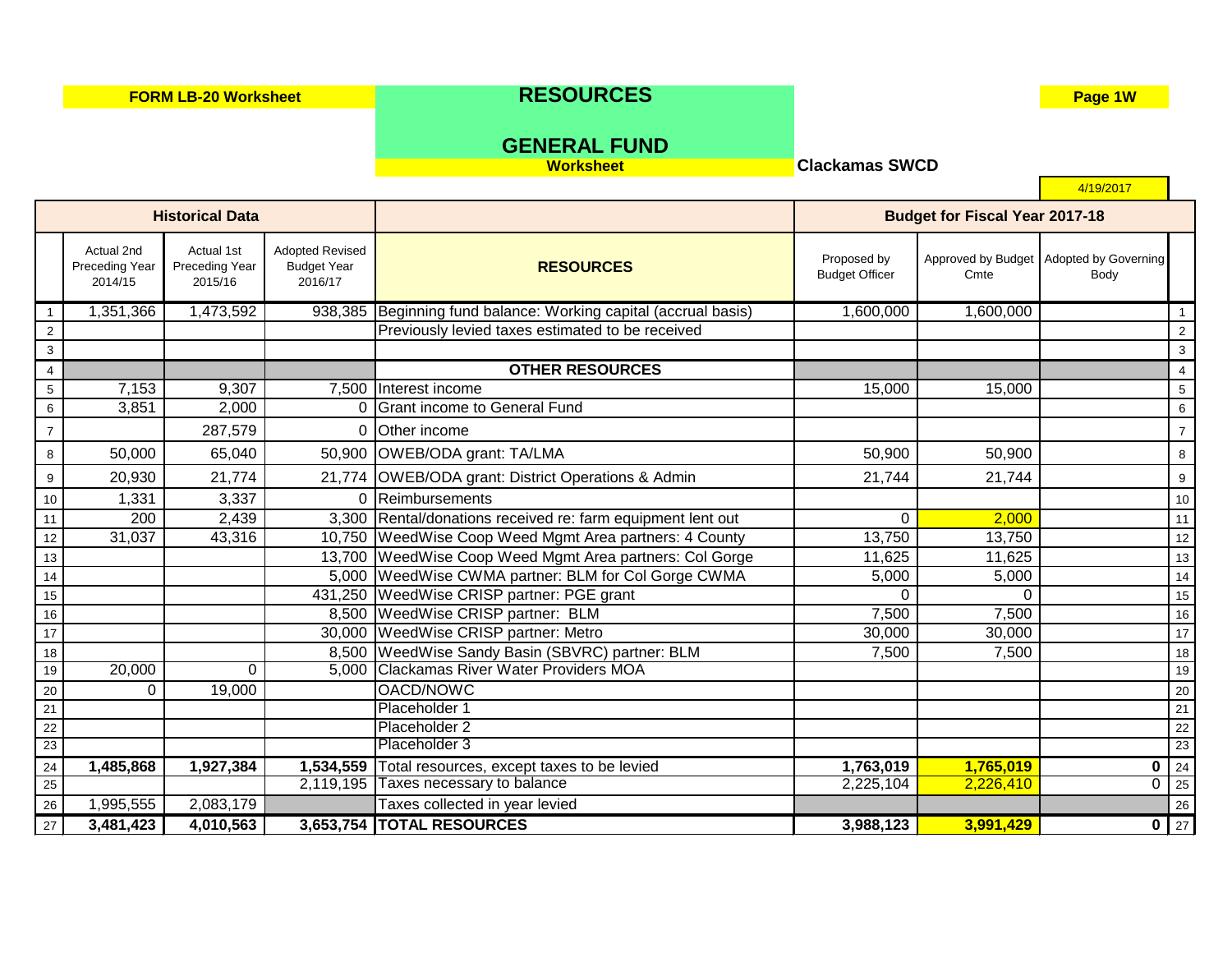**FORM LB-20 Worksheet**

# RESOURCES

## GENERAL FUND

**Worksheet**

**Clackamas SWCD**

4/19/2017

| | Historical Data | | | | Budget for Fiscal Year 2017-18 | | | |
|---|---|---|---|---|---|---|---|---|
| | Actual 2nd Preceding Year 2014/15 | Actual 1st Preceding Year 2015/16 | Adopted Revised Budget Year 2016/17 | **RESOURCES** | Proposed by Budget Officer | Approved by Budget Cmte | Adopted by Governing Body | |
| 1 | 1,351,366 | 1,473,592 | 938,385 | Beginning fund balance: Working capital (accrual basis) | 1,600,000 | 1,600,000 | | 1 |
| 2 | | | | Previously levied taxes estimated to be received | | | | 2 |
| 3 | | | | | | | | 3 |
| 4 | | | | **OTHER RESOURCES** | | | | 4 |
| 5 | 7,153 | 9,307 | 7,500 | Interest income | 15,000 | 15,000 | | 5 |
| 6 | 3,851 | 2,000 | 0 | Grant income to General Fund | | | | 6 |
| 7 | | 287,579 | 0 | Other income | | | | 7 |
| 8 | 50,000 | 65,040 | 50,900 | OWEB/ODA grant: TA/LMA | 50,900 | 50,900 | | 8 |
| 9 | 20,930 | 21,774 | 21,774 | OWEB/ODA grant: District Operations & Admin | 21,744 | 21,744 | | 9 |
| 10 | 1,331 | 3,337 | 0 | Reimbursements | | | | 10 |
| 11 | 200 | 2,439 | 3,300 | Rental/donations received re: farm equipment lent out | 0 | 2,000 | | 11 |
| 12 | 31,037 | 43,316 | 10,750 | WeedWise Coop Weed Mgmt Area partners: 4 County | 13,750 | 13,750 | | 12 |
| 13 | | | 13,700 | WeedWise Coop Weed Mgmt Area partners: Col Gorge | 11,625 | 11,625 | | 13 |
| 14 | | | 5,000 | WeedWise CWMA partner: BLM for Col Gorge CWMA | 5,000 | 5,000 | | 14 |
| 15 | | | 431,250 | WeedWise CRISP partner: PGE grant | 0 | 0 | | 15 |
| 16 | | | 8,500 | WeedWise CRISP partner: BLM | 7,500 | 7,500 | | 16 |
| 17 | | | 30,000 | WeedWise CRISP partner: Metro | 30,000 | 30,000 | | 17 |
| 18 | | | 8,500 | WeedWise Sandy Basin (SBVRC) partner: BLM | 7,500 | 7,500 | | 18 |
| 19 | 20,000 | 0 | 5,000 | Clackamas River Water Providers MOA | | | | 19 |
| 20 | 0 | 19,000 | | OACD/NOWC | | | | 20 |
| 21 | | | | Placeholder 1 | | | | 21 |
| 22 | | | | Placeholder 2 | | | | 22 |
| 23 | | | | Placeholder 3 | | | | 23 |
| 24 | **1,485,868** | **1,927,384** | **1,534,559** | Total resources, except taxes to be levied | **1,763,019** | **1,765,019** | **0** | 24 |
| 25 | | | 2,119,195 | Taxes necessary to balance | 2,225,104 | 2,226,410 | 0 | 25 |
| 26 | 1,995,555 | 2,083,179 | | Taxes collected in year levied | | | | 26 |
| 27 | **3,481,423** | **4,010,563** | **3,653,754** | **TOTAL RESOURCES** | **3,988,123** | **3,991,429** | **0** | 27 |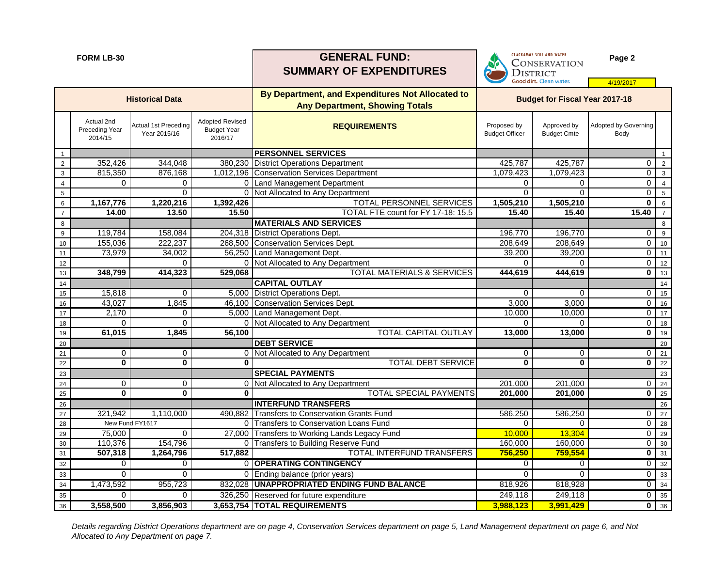FORM LB-30

# GENERAL FUND: SUMMARY OF EXPENDITURES

CLACKAMAS SOIL AND WATER CONSERVATION DISTRICT
Good dirt. Clean water.

4/19/2017

| | Historical Data | | | By Department, and Expenditures Not Allocated to Any Department, Showing Totals | Budget for Fiscal Year 2017-18 | | | |
|---|---|---|---|---|---|---|---|---|
| | Actual 2nd Preceding Year 2014/15 | Actual 1st Preceding Year 2015/16 | Adopted Revised Budget Year 2016/17 | REQUIREMENTS | Proposed by Budget Officer | Approved by Budget Cmte | Adopted by Governing Body | |
| 1 | | | | **PERSONNEL SERVICES** | | | | 1 |
| 2 | 352,426 | 344,048 | 380,230 | District Operations Department | 425,787 | 425,787 | 0 | 2 |
| 3 | 815,350 | 876,168 | 1,012,196 | Conservation Services Department | 1,079,423 | 1,079,423 | 0 | 3 |
| 4 | 0 | 0 | 0 | Land Management Department | 0 | 0 | 0 | 4 |
| 5 | | 0 | 0 | Not Allocated to Any Department | 0 | 0 | 0 | 5 |
| 6 | **1,167,776** | **1,220,216** | **1,392,426** | TOTAL PERSONNEL SERVICES | **1,505,210** | **1,505,210** | **0** | 6 |
| 7 | **14.00** | **13.50** | **15.50** | TOTAL FTE count for FY 17-18: 15.5 | **15.40** | **15.40** | **15.40** | 7 |
| 8 | | | | **MATERIALS AND SERVICES** | | | | 8 |
| 9 | 119,784 | 158,084 | 204,318 | District Operations Dept. | 196,770 | 196,770 | 0 | 9 |
| 10 | 155,036 | 222,237 | 268,500 | Conservation Services Dept. | 208,649 | 208,649 | 0 | 10 |
| 11 | 73,979 | 34,002 | 56,250 | Land Management Dept. | 39,200 | 39,200 | 0 | 11 |
| 12 | | 0 | 0 | Not Allocated to Any Department | 0 | 0 | 0 | 12 |
| 13 | **348,799** | **414,323** | **529,068** | TOTAL MATERIALS & SERVICES | **444,619** | **444,619** | **0** | 13 |
| 14 | | | | **CAPITAL OUTLAY** | | | | 14 |
| 15 | 15,818 | 0 | 5,000 | District Operations Dept. | 0 | 0 | 0 | 15 |
| 16 | 43,027 | 1,845 | 46,100 | Conservation Services Dept. | 3,000 | 3,000 | 0 | 16 |
| 17 | 2,170 | 0 | 5,000 | Land Management Dept. | 10,000 | 10,000 | 0 | 17 |
| 18 | 0 | 0 | 0 | Not Allocated to Any Department | 0 | 0 | 0 | 18 |
| 19 | **61,015** | **1,845** | **56,100** | TOTAL CAPITAL OUTLAY | **13,000** | **13,000** | **0** | 19 |
| 20 | | | | **DEBT SERVICE** | | | | 20 |
| 21 | 0 | 0 | 0 | Not Allocated to Any Department | 0 | 0 | 0 | 21 |
| 22 | **0** | **0** | **0** | TOTAL DEBT SERVICE | **0** | **0** | **0** | 22 |
| 23 | | | | **SPECIAL PAYMENTS** | | | | 23 |
| 24 | 0 | 0 | 0 | Not Allocated to Any Department | 201,000 | 201,000 | 0 | 24 |
| 25 | **0** | **0** | **0** | TOTAL SPECIAL PAYMENTS | **201,000** | **201,000** | **0** | 25 |
| 26 | | | | **INTERFUND TRANSFERS** | | | | 26 |
| 27 | 321,942 | 1,110,000 | 490,882 | Transfers to Conservation Grants Fund | 586,250 | 586,250 | 0 | 27 |
| 28 | New Fund FY1617 | | 0 | Transfers to Conservation Loans Fund | 0 | 0 | 0 | 28 |
| 29 | 75,000 | 0 | 27,000 | Transfers to Working Lands Legacy Fund | 10,000 | 13,304 | 0 | 29 |
| 30 | 110,376 | 154,796 | 0 | Transfers to Building Reserve Fund | 160,000 | 160,000 | 0 | 30 |
| 31 | **507,318** | **1,264,796** | **517,882** | TOTAL INTERFUND TRANSFERS | **756,250** | **759,554** | **0** | 31 |
| 32 | 0 | 0 | 0 | **OPERATING CONTINGENCY** | 0 | 0 | 0 | 32 |
| 33 | 0 | 0 | 0 | Ending balance (prior years) | 0 | 0 | 0 | 33 |
| 34 | 1,473,592 | 955,723 | 832,028 | **UNAPPROPRIATED ENDING FUND BALANCE** | 818,926 | 818,928 | 0 | 34 |
| 35 | 0 | 0 | 326,250 | Reserved for future expenditure | 249,118 | 249,118 | 0 | 35 |
| 36 | **3,558,500** | **3,856,903** | **3,653,754** | **TOTAL REQUIREMENTS** | **3,988,123** | **3,991,429** | **0** | 36 |

*Details regarding District Operations department are on page 4, Conservation Services department on page 5, Land Management department on page 6, and Not Allocated to Any Department on page 7.*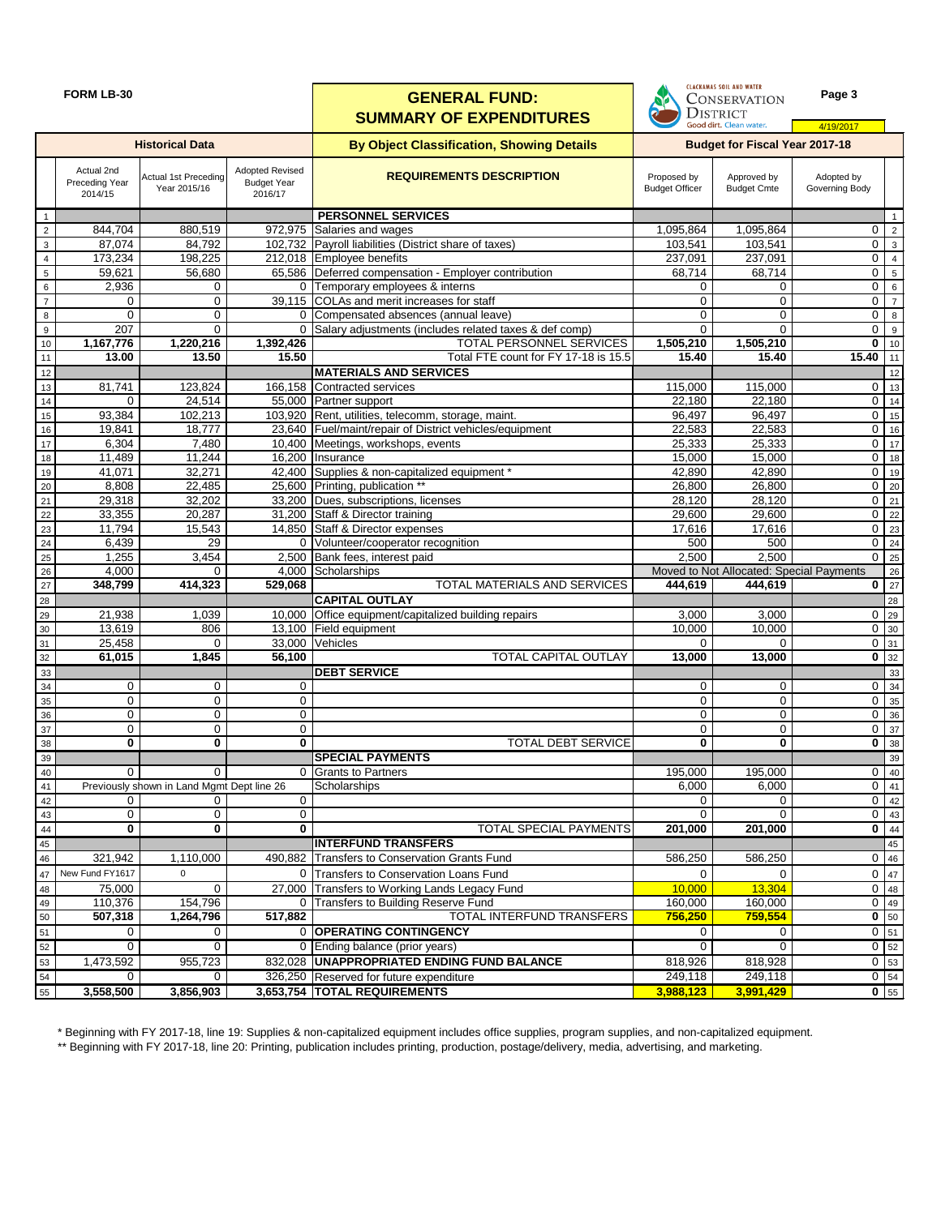**FORM LB-30**

# GENERAL FUND: SUMMARY OF EXPENDITURES

Clackamas Soil and Water Conservation District — Good dirt. Clean water.

Page 3

4/19/2017

| | Historical Data | | | By Object Classification, Showing Details | Budget for Fiscal Year 2017-18 | | | |
|---|---|---|---|---|---|---|---|---|
| | Actual 2nd Preceding Year 2014/15 | Actual 1st Preceding Year 2015/16 | Adopted Revised Budget Year 2016/17 | **REQUIREMENTS DESCRIPTION** | Proposed by Budget Officer | Approved by Budget Cmte | Adopted by Governing Body | |
| 1 | | | | **PERSONNEL SERVICES** | | | | 1 |
| 2 | 844,704 | 880,519 | 972,975 | Salaries and wages | 1,095,864 | 1,095,864 | 0 | 2 |
| 3 | 87,074 | 84,792 | 102,732 | Payroll liabilities (District share of taxes) | 103,541 | 103,541 | 0 | 3 |
| 4 | 173,234 | 198,225 | 212,018 | Employee benefits | 237,091 | 237,091 | 0 | 4 |
| 5 | 59,621 | 56,680 | 65,586 | Deferred compensation - Employer contribution | 68,714 | 68,714 | 0 | 5 |
| 6 | 2,936 | 0 | 0 | Temporary employees & interns | 0 | 0 | 0 | 6 |
| 7 | 0 | 0 | 39,115 | COLAs and merit increases for staff | 0 | 0 | 0 | 7 |
| 8 | 0 | 0 | 0 | Compensated absences (annual leave) | 0 | 0 | 0 | 8 |
| 9 | 207 | 0 | 0 | Salary adjustments (includes related taxes & def comp) | 0 | 0 | 0 | 9 |
| 10 | **1,167,776** | **1,220,216** | **1,392,426** | TOTAL PERSONNEL SERVICES | **1,505,210** | **1,505,210** | **0** | 10 |
| 11 | **13.00** | **13.50** | **15.50** | Total FTE count for FY 17-18 is 15.5 | **15.40** | **15.40** | **15.40** | 11 |
| 12 | | | | **MATERIALS AND SERVICES** | | | | 12 |
| 13 | 81,741 | 123,824 | 166,158 | Contracted services | 115,000 | 115,000 | 0 | 13 |
| 14 | 0 | 24,514 | 55,000 | Partner support | 22,180 | 22,180 | 0 | 14 |
| 15 | 93,384 | 102,213 | 103,920 | Rent, utilities, telecomm, storage, maint. | 96,497 | 96,497 | 0 | 15 |
| 16 | 19,841 | 18,777 | 23,640 | Fuel/maint/repair of District vehicles/equipment | 22,583 | 22,583 | 0 | 16 |
| 17 | 6,304 | 7,480 | 10,400 | Meetings, workshops, events | 25,333 | 25,333 | 0 | 17 |
| 18 | 11,489 | 11,244 | 16,200 | Insurance | 15,000 | 15,000 | 0 | 18 |
| 19 | 41,071 | 32,271 | 42,400 | Supplies & non-capitalized equipment * | 42,890 | 42,890 | 0 | 19 |
| 20 | 8,808 | 22,485 | 25,600 | Printing, publication ** | 26,800 | 26,800 | 0 | 20 |
| 21 | 29,318 | 32,202 | 33,200 | Dues, subscriptions, licenses | 28,120 | 28,120 | 0 | 21 |
| 22 | 33,355 | 20,287 | 31,200 | Staff & Director training | 29,600 | 29,600 | 0 | 22 |
| 23 | 11,794 | 15,543 | 14,850 | Staff & Director expenses | 17,616 | 17,616 | 0 | 23 |
| 24 | 6,439 | 29 | 0 | Volunteer/cooperator recognition | 500 | 500 | 0 | 24 |
| 25 | 1,255 | 3,454 | 2,500 | Bank fees, interest paid | 2,500 | 2,500 | 0 | 25 |
| 26 | 4,000 | 0 | 4,000 | Scholarships | Moved to Not Allocated: Special Payments | | | 26 |
| 27 | **348,799** | **414,323** | **529,068** | TOTAL MATERIALS AND SERVICES | **444,619** | **444,619** | **0** | 27 |
| 28 | | | | **CAPITAL OUTLAY** | | | | 28 |
| 29 | 21,938 | 1,039 | 10,000 | Office equipment/capitalized building repairs | 3,000 | 3,000 | 0 | 29 |
| 30 | 13,619 | 806 | 13,100 | Field equipment | 10,000 | 10,000 | 0 | 30 |
| 31 | 25,458 | 0 | 33,000 | Vehicles | 0 | 0 | 0 | 31 |
| 32 | **61,015** | **1,845** | **56,100** | TOTAL CAPITAL OUTLAY | **13,000** | **13,000** | **0** | 32 |
| 33 | | | | **DEBT SERVICE** | | | | 33 |
| 34 | 0 | 0 | 0 | | 0 | 0 | 0 | 34 |
| 35 | 0 | 0 | 0 | | 0 | 0 | 0 | 35 |
| 36 | 0 | 0 | 0 | | 0 | 0 | 0 | 36 |
| 37 | 0 | 0 | 0 | | 0 | 0 | 0 | 37 |
| 38 | **0** | **0** | **0** | TOTAL DEBT SERVICE | **0** | **0** | **0** | 38 |
| 39 | | | | **SPECIAL PAYMENTS** | | | | 39 |
| 40 | 0 | 0 | 0 | Grants to Partners | 195,000 | 195,000 | 0 | 40 |
| 41 | Previously shown in Land Mgmt Dept line 26 | | | Scholarships | 6,000 | 6,000 | 0 | 41 |
| 42 | 0 | 0 | 0 | | 0 | 0 | 0 | 42 |
| 43 | 0 | 0 | 0 | | 0 | 0 | 0 | 43 |
| 44 | **0** | **0** | **0** | TOTAL SPECIAL PAYMENTS | **201,000** | **201,000** | **0** | 44 |
| 45 | | | | **INTERFUND TRANSFERS** | | | | 45 |
| 46 | 321,942 | 1,110,000 | 490,882 | Transfers to Conservation Grants Fund | 586,250 | 586,250 | 0 | 46 |
| 47 | New Fund FY1617 | 0 | 0 | Transfers to Conservation Loans Fund | 0 | 0 | 0 | 47 |
| 48 | 75,000 | 0 | 27,000 | Transfers to Working Lands Legacy Fund | 10,000 | 13,304 | 0 | 48 |
| 49 | 110,376 | 154,796 | 0 | Transfers to Building Reserve Fund | 160,000 | 160,000 | 0 | 49 |
| 50 | **507,318** | **1,264,796** | **517,882** | TOTAL INTERFUND TRANSFERS | **756,250** | **759,554** | **0** | 50 |
| 51 | 0 | 0 | 0 | **OPERATING CONTINGENCY** | 0 | 0 | 0 | 51 |
| 52 | 0 | 0 | 0 | Ending balance (prior years) | 0 | 0 | 0 | 52 |
| 53 | 1,473,592 | 955,723 | 832,028 | **UNAPPROPRIATED ENDING FUND BALANCE** | 818,926 | 818,928 | 0 | 53 |
| 54 | 0 | 0 | 326,250 | Reserved for future expenditure | 249,118 | 249,118 | 0 | 54 |
| 55 | **3,558,500** | **3,856,903** | **3,653,754** | **TOTAL REQUIREMENTS** | **3,988,123** | **3,991,429** | **0** | 55 |

\* Beginning with FY 2017-18, line 19: Supplies & non-capitalized equipment includes office supplies, program supplies, and non-capitalized equipment.

\*\* Beginning with FY 2017-18, line 20: Printing, publication includes printing, production, postage/delivery, media, advertising, and marketing.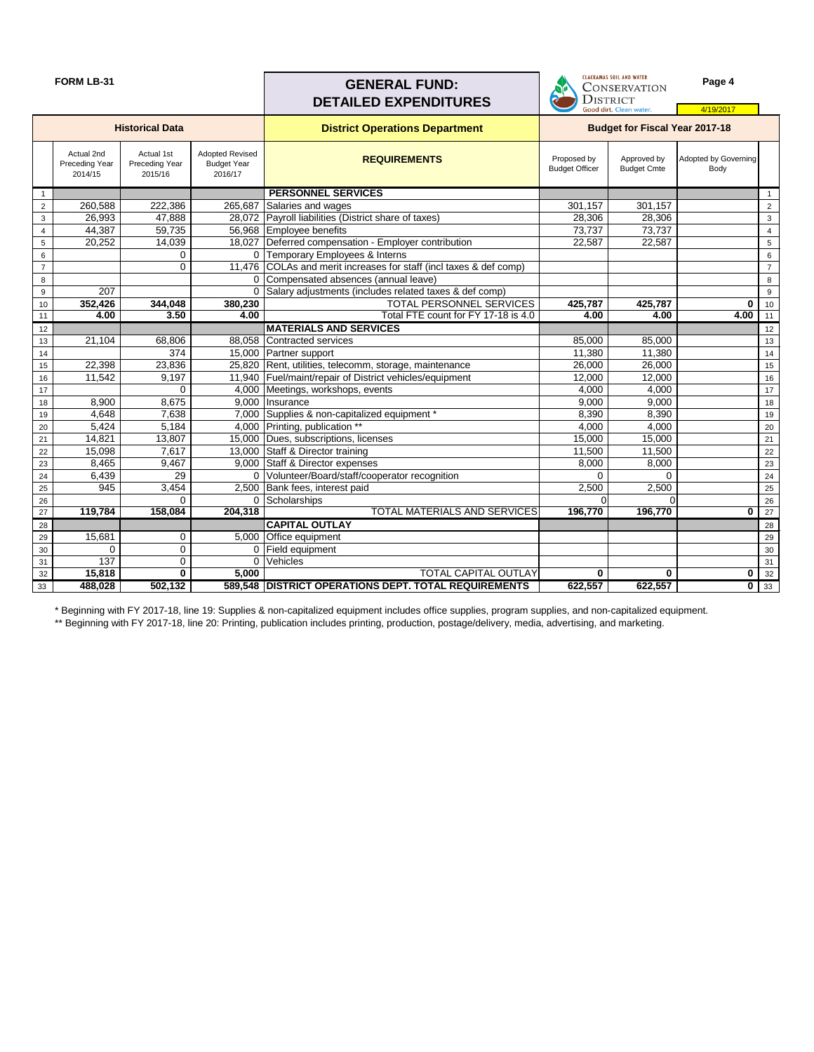**FORM LB-31**

# GENERAL FUND: DETAILED EXPENDITURES

CLACKAMAS SOIL AND WATER CONSERVATION DISTRICT — Good dirt. Clean water.

Page 4

4/19/2017

| | Historical Data | | | District Operations Department | Budget for Fiscal Year 2017-18 | | | |
|---|---|---|---|---|---|---|---|---|
| | Actual 2nd Preceding Year 2014/15 | Actual 1st Preceding Year 2015/16 | Adopted Revised Budget Year 2016/17 | **REQUIREMENTS** | Proposed by Budget Officer | Approved by Budget Cmte | Adopted by Governing Body | |
| 1 | | | | **PERSONNEL SERVICES** | | | | 1 |
| 2 | 260,588 | 222,386 | 265,687 | Salaries and wages | 301,157 | 301,157 | | 2 |
| 3 | 26,993 | 47,888 | 28,072 | Payroll liabilities (District share of taxes) | 28,306 | 28,306 | | 3 |
| 4 | 44,387 | 59,735 | 56,968 | Employee benefits | 73,737 | 73,737 | | 4 |
| 5 | 20,252 | 14,039 | 18,027 | Deferred compensation - Employer contribution | 22,587 | 22,587 | | 5 |
| 6 | | 0 | 0 | Temporary Employees & Interns | | | | 6 |
| 7 | | 0 | 11,476 | COLAs and merit increases for staff (incl taxes & def comp) | | | | 7 |
| 8 | | | 0 | Compensated absences (annual leave) | | | | 8 |
| 9 | 207 | | 0 | Salary adjustments (includes related taxes & def comp) | | | | 9 |
| 10 | **352,426** | **344,048** | **380,230** | TOTAL PERSONNEL SERVICES | **425,787** | **425,787** | **0** | 10 |
| 11 | **4.00** | **3.50** | **4.00** | Total FTE count for FY 17-18 is 4.0 | **4.00** | **4.00** | **4.00** | 11 |
| 12 | | | | **MATERIALS AND SERVICES** | | | | 12 |
| 13 | 21,104 | 68,806 | 88,058 | Contracted services | 85,000 | 85,000 | | 13 |
| 14 | | 374 | 15,000 | Partner support | 11,380 | 11,380 | | 14 |
| 15 | 22,398 | 23,836 | 25,820 | Rent, utilities, telecomm, storage, maintenance | 26,000 | 26,000 | | 15 |
| 16 | 11,542 | 9,197 | 11,940 | Fuel/maint/repair of District vehicles/equipment | 12,000 | 12,000 | | 16 |
| 17 | | 0 | 4,000 | Meetings, workshops, events | 4,000 | 4,000 | | 17 |
| 18 | 8,900 | 8,675 | 9,000 | Insurance | 9,000 | 9,000 | | 18 |
| 19 | 4,648 | 7,638 | 7,000 | Supplies & non-capitalized equipment * | 8,390 | 8,390 | | 19 |
| 20 | 5,424 | 5,184 | 4,000 | Printing, publication ** | 4,000 | 4,000 | | 20 |
| 21 | 14,821 | 13,807 | 15,000 | Dues, subscriptions, licenses | 15,000 | 15,000 | | 21 |
| 22 | 15,098 | 7,617 | 13,000 | Staff & Director training | 11,500 | 11,500 | | 22 |
| 23 | 8,465 | 9,467 | 9,000 | Staff & Director expenses | 8,000 | 8,000 | | 23 |
| 24 | 6,439 | 29 | 0 | Volunteer/Board/staff/cooperator recognition | 0 | 0 | | 24 |
| 25 | 945 | 3,454 | 2,500 | Bank fees, interest paid | 2,500 | 2,500 | | 25 |
| 26 | | 0 | 0 | Scholarships | 0 | 0 | | 26 |
| 27 | **119,784** | **158,084** | **204,318** | TOTAL MATERIALS AND SERVICES | **196,770** | **196,770** | **0** | 27 |
| 28 | | | | **CAPITAL OUTLAY** | | | | 28 |
| 29 | 15,681 | 0 | 5,000 | Office equipment | | | | 29 |
| 30 | 0 | 0 | 0 | Field equipment | | | | 30 |
| 31 | 137 | 0 | 0 | Vehicles | | | | 31 |
| 32 | **15,818** | **0** | **5,000** | TOTAL CAPITAL OUTLAY | **0** | **0** | **0** | 32 |
| 33 | **488,028** | **502,132** | **589,548** | **DISTRICT OPERATIONS DEPT. TOTAL REQUIREMENTS** | **622,557** | **622,557** | **0** | 33 |

* Beginning with FY 2017-18, line 19: Supplies & non-capitalized equipment includes office supplies, program supplies, and non-capitalized equipment.

** Beginning with FY 2017-18, line 20: Printing, publication includes printing, production, postage/delivery, media, advertising, and marketing.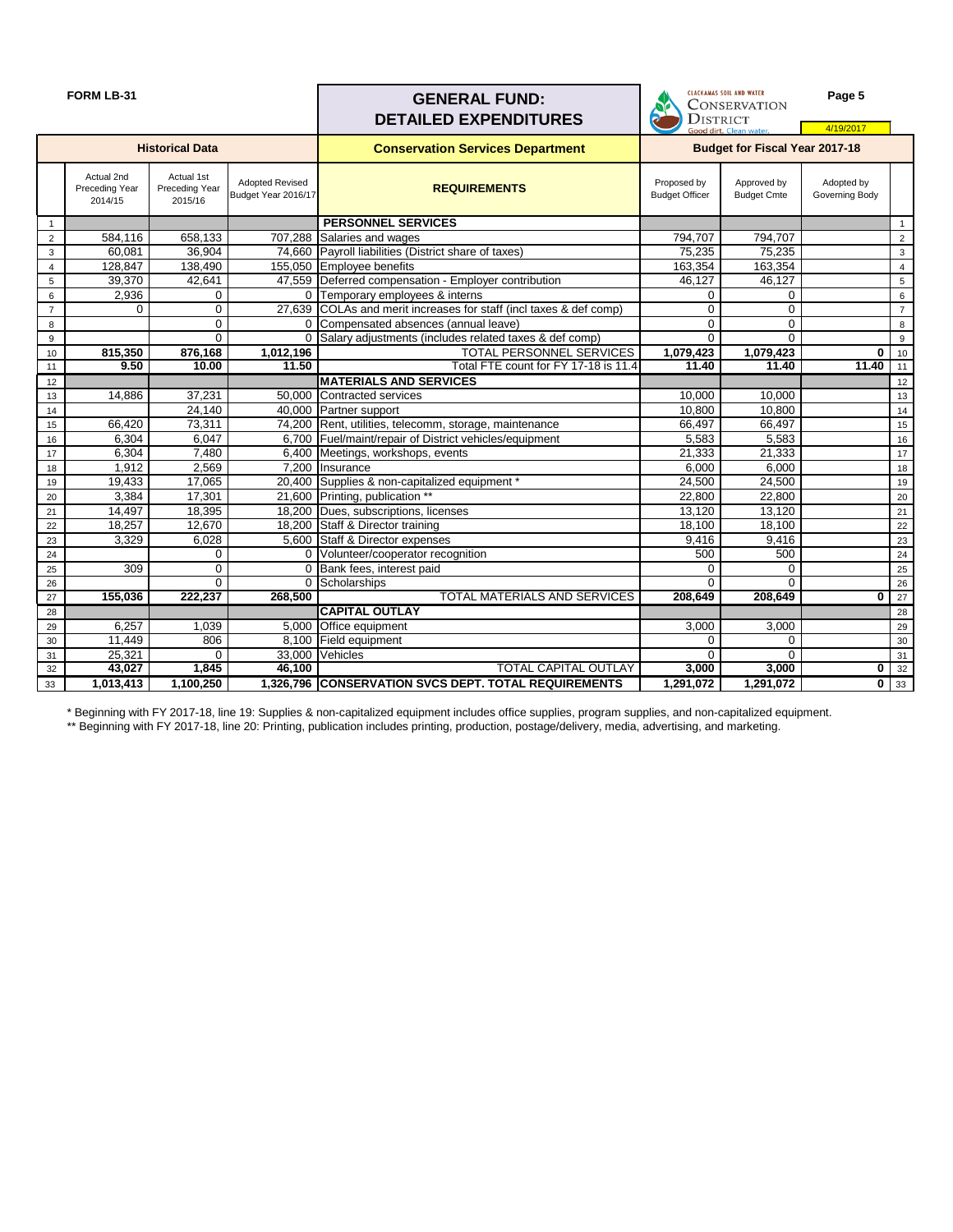**FORM LB-31**

# GENERAL FUND: DETAILED EXPENDITURES

CLACKAMAS SOIL AND WATER CONSERVATION DISTRICT — Good dirt. Clean water.

4/19/2017

| | Historical Data | | | Conservation Services Department | Budget for Fiscal Year 2017-18 | | | |
|---|---|---|---|---|---|---|---|---|
| | Actual 2nd Preceding Year 2014/15 | Actual 1st Preceding Year 2015/16 | Adopted Revised Budget Year 2016/17 | REQUIREMENTS | Proposed by Budget Officer | Approved by Budget Cmte | Adopted by Governing Body | |
| 1 | | | | **PERSONNEL SERVICES** | | | | 1 |
| 2 | 584,116 | 658,133 | 707,288 | Salaries and wages | 794,707 | 794,707 | | 2 |
| 3 | 60,081 | 36,904 | 74,660 | Payroll liabilities (District share of taxes) | 75,235 | 75,235 | | 3 |
| 4 | 128,847 | 138,490 | 155,050 | Employee benefits | 163,354 | 163,354 | | 4 |
| 5 | 39,370 | 42,641 | 47,559 | Deferred compensation - Employer contribution | 46,127 | 46,127 | | 5 |
| 6 | 2,936 | 0 | 0 | Temporary employees & interns | 0 | 0 | | 6 |
| 7 | 0 | 0 | 27,639 | COLAs and merit increases for staff (incl taxes & def comp) | 0 | 0 | | 7 |
| 8 | | 0 | 0 | Compensated absences (annual leave) | 0 | 0 | | 8 |
| 9 | | 0 | 0 | Salary adjustments (includes related taxes & def comp) | 0 | 0 | | 9 |
| 10 | **815,350** | **876,168** | **1,012,196** | TOTAL PERSONNEL SERVICES | **1,079,423** | **1,079,423** | **0** | 10 |
| 11 | **9.50** | **10.00** | **11.50** | Total FTE count for FY 17-18 is 11.4 | **11.40** | **11.40** | **11.40** | 11 |
| 12 | | | | **MATERIALS AND SERVICES** | | | | 12 |
| 13 | 14,886 | 37,231 | 50,000 | Contracted services | 10,000 | 10,000 | | 13 |
| 14 | | 24,140 | 40,000 | Partner support | 10,800 | 10,800 | | 14 |
| 15 | 66,420 | 73,311 | 74,200 | Rent, utilities, telecomm, storage, maintenance | 66,497 | 66,497 | | 15 |
| 16 | 6,304 | 6,047 | 6,700 | Fuel/maint/repair of District vehicles/equipment | 5,583 | 5,583 | | 16 |
| 17 | 6,304 | 7,480 | 6,400 | Meetings, workshops, events | 21,333 | 21,333 | | 17 |
| 18 | 1,912 | 2,569 | 7,200 | Insurance | 6,000 | 6,000 | | 18 |
| 19 | 19,433 | 17,065 | 20,400 | Supplies & non-capitalized equipment * | 24,500 | 24,500 | | 19 |
| 20 | 3,384 | 17,301 | 21,600 | Printing, publication ** | 22,800 | 22,800 | | 20 |
| 21 | 14,497 | 18,395 | 18,200 | Dues, subscriptions, licenses | 13,120 | 13,120 | | 21 |
| 22 | 18,257 | 12,670 | 18,200 | Staff & Director training | 18,100 | 18,100 | | 22 |
| 23 | 3,329 | 6,028 | 5,600 | Staff & Director expenses | 9,416 | 9,416 | | 23 |
| 24 | | 0 | 0 | Volunteer/cooperator recognition | 500 | 500 | | 24 |
| 25 | 309 | 0 | 0 | Bank fees, interest paid | 0 | 0 | | 25 |
| 26 | | 0 | 0 | Scholarships | 0 | 0 | | 26 |
| 27 | **155,036** | **222,237** | **268,500** | TOTAL MATERIALS AND SERVICES | **208,649** | **208,649** | **0** | 27 |
| 28 | | | | **CAPITAL OUTLAY** | | | | 28 |
| 29 | 6,257 | 1,039 | 5,000 | Office equipment | 3,000 | 3,000 | | 29 |
| 30 | 11,449 | 806 | 8,100 | Field equipment | 0 | 0 | | 30 |
| 31 | 25,321 | 0 | 33,000 | Vehicles | 0 | 0 | | 31 |
| 32 | **43,027** | **1,845** | **46,100** | TOTAL CAPITAL OUTLAY | **3,000** | **3,000** | **0** | 32 |
| 33 | **1,013,413** | **1,100,250** | **1,326,796** | **CONSERVATION SVCS DEPT. TOTAL REQUIREMENTS** | **1,291,072** | **1,291,072** | **0** | 33 |

\* Beginning with FY 2017-18, line 19: Supplies & non-capitalized equipment includes office supplies, program supplies, and non-capitalized equipment.

\*\* Beginning with FY 2017-18, line 20: Printing, publication includes printing, production, postage/delivery, media, advertising, and marketing.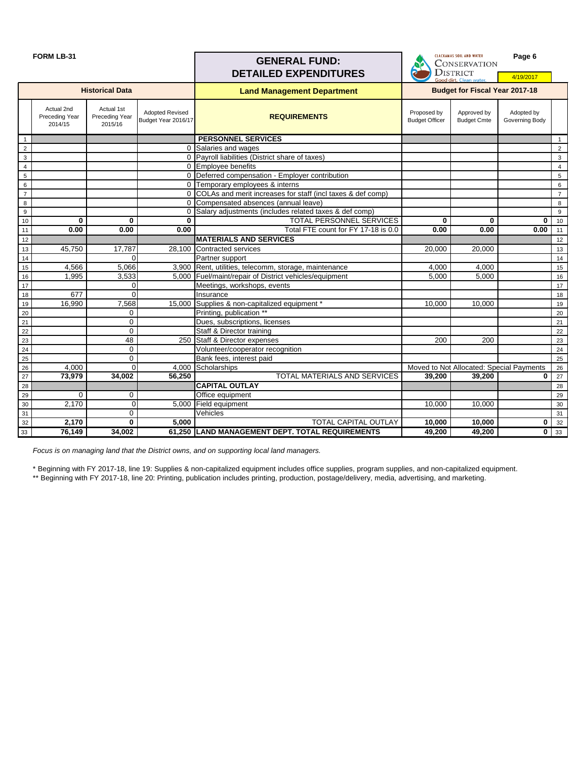FORM LB-31

# GENERAL FUND: DETAILED EXPENDITURES

Clackamas Soil and Water Conservation District — Good dirt. Clean water.

4/19/2017

| | Historical Data | | | Land Management Department | Budget for Fiscal Year 2017-18 | | | |
|---|---|---|---|---|---|---|---|---|
| | Actual 2nd Preceding Year 2014/15 | Actual 1st Preceding Year 2015/16 | Adopted Revised Budget Year 2016/17 | REQUIREMENTS | Proposed by Budget Officer | Approved by Budget Cmte | Adopted by Governing Body | |
| 1 | | | | **PERSONNEL SERVICES** | | | | 1 |
| 2 | | | 0 | Salaries and wages | | | | 2 |
| 3 | | | 0 | Payroll liabilities (District share of taxes) | | | | 3 |
| 4 | | | 0 | Employee benefits | | | | 4 |
| 5 | | | 0 | Deferred compensation - Employer contribution | | | | 5 |
| 6 | | | 0 | Temporary employees & interns | | | | 6 |
| 7 | | | 0 | COLAs and merit increases for staff (incl taxes & def comp) | | | | 7 |
| 8 | | | 0 | Compensated absences (annual leave) | | | | 8 |
| 9 | | | 0 | Salary adjustments (includes related taxes & def comp) | | | | 9 |
| 10 | **0** | **0** | **0** | TOTAL PERSONNEL SERVICES | **0** | **0** | **0** | 10 |
| 11 | **0.00** | **0.00** | **0.00** | Total FTE count for FY 17-18 is 0.0 | **0.00** | **0.00** | **0.00** | 11 |
| 12 | | | | **MATERIALS AND SERVICES** | | | | 12 |
| 13 | 45,750 | 17,787 | 28,100 | Contracted services | 20,000 | 20,000 | | 13 |
| 14 | | 0 | | Partner support | | | | 14 |
| 15 | 4,566 | 5,066 | 3,900 | Rent, utilities, telecomm, storage, maintenance | 4,000 | 4,000 | | 15 |
| 16 | 1,995 | 3,533 | 5,000 | Fuel/maint/repair of District vehicles/equipment | 5,000 | 5,000 | | 16 |
| 17 | | 0 | | Meetings, workshops, events | | | | 17 |
| 18 | 677 | 0 | | Insurance | | | | 18 |
| 19 | 16,990 | 7,568 | 15,000 | Supplies & non-capitalized equipment * | 10,000 | 10,000 | | 19 |
| 20 | | 0 | | Printing, publication ** | | | | 20 |
| 21 | | 0 | | Dues, subscriptions, licenses | | | | 21 |
| 22 | | 0 | | Staff & Director training | | | | 22 |
| 23 | | 48 | 250 | Staff & Director expenses | 200 | 200 | | 23 |
| 24 | | 0 | | Volunteer/cooperator recognition | | | | 24 |
| 25 | | 0 | | Bank fees, interest paid | | | | 25 |
| 26 | 4,000 | 0 | 4,000 | Scholarships | Moved to Not Allocated: Special Payments | | | 26 |
| 27 | **73,979** | **34,002** | **56,250** | TOTAL MATERIALS AND SERVICES | **39,200** | **39,200** | **0** | 27 |
| 28 | | | | **CAPITAL OUTLAY** | | | | 28 |
| 29 | 0 | 0 | | Office equipment | | | | 29 |
| 30 | 2,170 | 0 | 5,000 | Field equipment | 10,000 | 10,000 | | 30 |
| 31 | | 0 | | Vehicles | | | | 31 |
| 32 | **2,170** | **0** | **5,000** | TOTAL CAPITAL OUTLAY | **10,000** | **10,000** | **0** | 32 |
| 33 | **76,149** | **34,002** | **61,250** | **LAND MANAGEMENT DEPT. TOTAL REQUIREMENTS** | **49,200** | **49,200** | **0** | 33 |

*Focus is on managing land that the District owns, and on supporting local land managers.*

* Beginning with FY 2017-18, line 19: Supplies & non-capitalized equipment includes office supplies, program supplies, and non-capitalized equipment.

** Beginning with FY 2017-18, line 20: Printing, publication includes printing, production, postage/delivery, media, advertising, and marketing.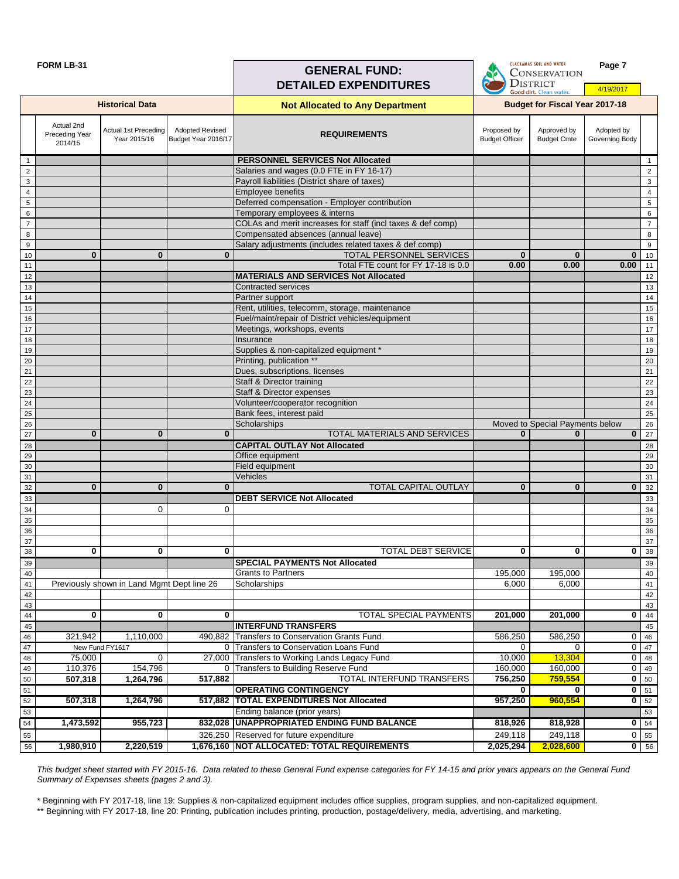**FORM LB-31**

# GENERAL FUND: DETAILED EXPENDITURES

CLACKAMAS SOIL AND WATER CONSERVATION DISTRICT — Good dirt. Clean water.

Page 7

4/19/2017

| | Historical Data | | | Not Allocated to Any Department | Budget for Fiscal Year 2017-18 | | | |
|---|---|---|---|---|---|---|---|---|
| | Actual 2nd Preceding Year 2014/15 | Actual 1st Preceding Year 2015/16 | Adopted Revised Budget Year 2016/17 | REQUIREMENTS | Proposed by Budget Officer | Approved by Budget Cmte | Adopted by Governing Body | |
| 1 | | | | **PERSONNEL SERVICES Not Allocated** | | | | 1 |
| 2 | | | | Salaries and wages (0.0 FTE in FY 16-17) | | | | 2 |
| 3 | | | | Payroll liabilities (District share of taxes) | | | | 3 |
| 4 | | | | Employee benefits | | | | 4 |
| 5 | | | | Deferred compensation - Employer contribution | | | | 5 |
| 6 | | | | Temporary employees & interns | | | | 6 |
| 7 | | | | COLAs and merit increases for staff (incl taxes & def comp) | | | | 7 |
| 8 | | | | Compensated absences (annual leave) | | | | 8 |
| 9 | | | | Salary adjustments (includes related taxes & def comp) | | | | 9 |
| 10 | **0** | **0** | **0** | TOTAL PERSONNEL SERVICES | **0** | **0** | **0** | 10 |
| 11 | | | | Total FTE count for FY 17-18 is 0.0 | **0.00** | **0.00** | **0.00** | 11 |
| 12 | | | | **MATERIALS AND SERVICES Not Allocated** | | | | 12 |
| 13 | | | | Contracted services | | | | 13 |
| 14 | | | | Partner support | | | | 14 |
| 15 | | | | Rent, utilities, telecomm, storage, maintenance | | | | 15 |
| 16 | | | | Fuel/maint/repair of District vehicles/equipment | | | | 16 |
| 17 | | | | Meetings, workshops, events | | | | 17 |
| 18 | | | | Insurance | | | | 18 |
| 19 | | | | Supplies & non-capitalized equipment * | | | | 19 |
| 20 | | | | Printing, publication ** | | | | 20 |
| 21 | | | | Dues, subscriptions, licenses | | | | 21 |
| 22 | | | | Staff & Director training | | | | 22 |
| 23 | | | | Staff & Director expenses | | | | 23 |
| 24 | | | | Volunteer/cooperator recognition | | | | 24 |
| 25 | | | | Bank fees, interest paid | | | | 25 |
| 26 | | | | Scholarships | Moved to Special Payments below | | | 26 |
| 27 | **0** | **0** | **0** | TOTAL MATERIALS AND SERVICES | **0** | **0** | **0** | 27 |
| 28 | | | | **CAPITAL OUTLAY Not Allocated** | | | | 28 |
| 29 | | | | Office equipment | | | | 29 |
| 30 | | | | Field equipment | | | | 30 |
| 31 | | | | Vehicles | | | | 31 |
| 32 | **0** | **0** | **0** | TOTAL CAPITAL OUTLAY | **0** | **0** | **0** | 32 |
| 33 | | | | **DEBT SERVICE Not Allocated** | | | | 33 |
| 34 | | 0 | 0 | | | | | 34 |
| 35 | | | | | | | | 35 |
| 36 | | | | | | | | 36 |
| 37 | | | | | | | | 37 |
| 38 | **0** | **0** | **0** | TOTAL DEBT SERVICE | **0** | **0** | **0** | 38 |
| 39 | | | | **SPECIAL PAYMENTS Not Allocated** | | | | 39 |
| 40 | | | | Grants to Partners | 195,000 | 195,000 | | 40 |
| 41 | Previously shown in Land Mgmt Dept line 26 | | | Scholarships | 6,000 | 6,000 | | 41 |
| 42 | | | | | | | | 42 |
| 43 | | | | | | | | 43 |
| 44 | **0** | **0** | **0** | TOTAL SPECIAL PAYMENTS | **201,000** | **201,000** | **0** | 44 |
| 45 | | | | **INTERFUND TRANSFERS** | | | | 45 |
| 46 | 321,942 | 1,110,000 | 490,882 | Transfers to Conservation Grants Fund | 586,250 | 586,250 | 0 | 46 |
| 47 | New Fund FY1617 | | 0 | Transfers to Conservation Loans Fund | 0 | 0 | 0 | 47 |
| 48 | 75,000 | 0 | 27,000 | Transfers to Working Lands Legacy Fund | 10,000 | 13,304 | 0 | 48 |
| 49 | 110,376 | 154,796 | 0 | Transfers to Building Reserve Fund | 160,000 | 160,000 | 0 | 49 |
| 50 | **507,318** | **1,264,796** | **517,882** | TOTAL INTERFUND TRANSFERS | **756,250** | **759,554** | **0** | 50 |
| 51 | | | | **OPERATING CONTINGENCY** | **0** | **0** | **0** | 51 |
| 52 | **507,318** | **1,264,796** | **517,882** | **TOTAL EXPENDITURES Not Allocated** | **957,250** | **960,554** | **0** | 52 |
| 53 | | | | Ending balance (prior years) | | | | 53 |
| 54 | **1,473,592** | **955,723** | **832,028** | **UNAPPROPRIATED ENDING FUND BALANCE** | **818,926** | **818,928** | **0** | 54 |
| 55 | | | 326,250 | Reserved for future expenditure | 249,118 | 249,118 | 0 | 55 |
| 56 | **1,980,910** | **2,220,519** | **1,676,160** | **NOT ALLOCATED: TOTAL REQUIREMENTS** | **2,025,294** | **2,028,600** | **0** | 56 |

*This budget sheet started with FY 2015-16. Data related to these General Fund expense categories for FY 14-15 and prior years appears on the General Fund Summary of Expenses sheets (pages 2 and 3).*

* Beginning with FY 2017-18, line 19: Supplies & non-capitalized equipment includes office supplies, program supplies, and non-capitalized equipment.

** Beginning with FY 2017-18, line 20: Printing, publication includes printing, production, postage/delivery, media, advertising, and marketing.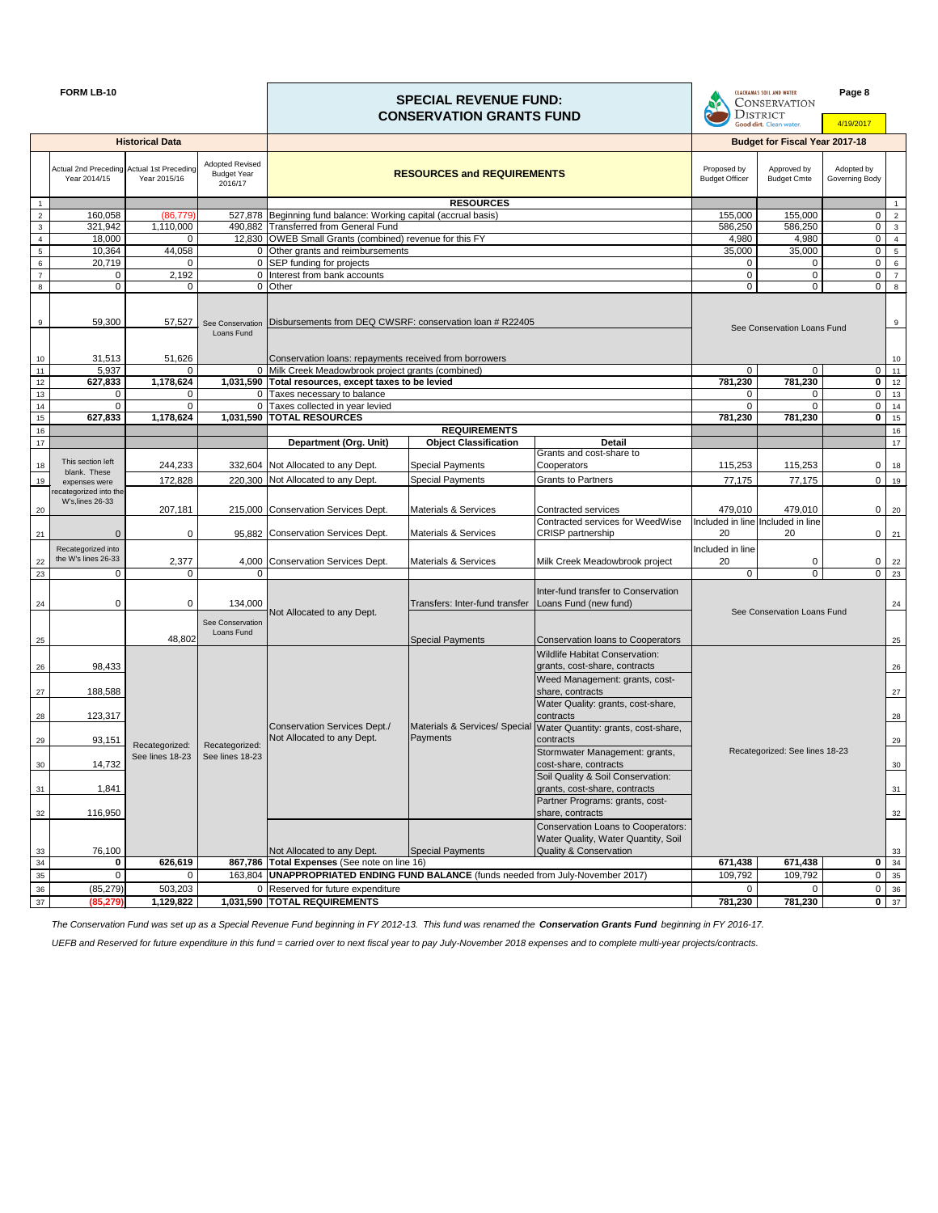FORM LB-10

# SPECIAL REVENUE FUND: CONSERVATION GRANTS FUND

Clackamas Soil and Water Conservation District — Good dirt. Clean water.

Page 8

4/19/2017

| | Historical Data | | | RESOURCES and REQUIREMENTS | | | Budget for Fiscal Year 2017-18 | | | |
|---|---|---|---|---|---|---|---|---|---|---|
| | Actual 2nd Preceding Year 2014/15 | Actual 1st Preceding Year 2015/16 | Adopted Revised Budget Year 2016/17 | | | | Proposed by Budget Officer | Approved by Budget Cmte | Adopted by Governing Body | |
| 1 | | | | **RESOURCES** | | | | | | 1 |
| 2 | 160,058 | (86,779) | 527,878 | Beginning fund balance: Working capital (accrual basis) | | | 155,000 | 155,000 | 0 | 2 |
| 3 | 321,942 | 1,110,000 | 490,882 | Transferred from General Fund | | | 586,250 | 586,250 | 0 | 3 |
| 4 | 18,000 | 0 | 12,830 | OWEB Small Grants (combined) revenue for this FY | | | 4,980 | 4,980 | 0 | 4 |
| 5 | 10,364 | 44,058 | 0 | Other grants and reimbursements | | | 35,000 | 35,000 | 0 | 5 |
| 6 | 20,719 | 0 | 0 | SEP funding for projects | | | 0 | 0 | 0 | 6 |
| 7 | 0 | 2,192 | 0 | Interest from bank accounts | | | 0 | 0 | 0 | 7 |
| 8 | 0 | 0 | 0 | Other | | | 0 | 0 | 0 | 8 |
| 9 | 59,300 | 57,527 | See Conservation Loans Fund | Disbursements from DEQ CWSRF: conservation loan # R22405 | | | See Conservation Loans Fund | | | 9 |
| 10 | 31,513 | 51,626 | | Conservation loans: repayments received from borrowers | | | | | | 10 |
| 11 | 5,937 | 0 | 0 | Milk Creek Meadowbrook project grants (combined) | | | 0 | 0 | 0 | 11 |
| 12 | **627,833** | **1,178,624** | **1,031,590** | **Total resources, except taxes to be levied** | | | **781,230** | **781,230** | **0** | 12 |
| 13 | 0 | 0 | 0 | Taxes necessary to balance | | | 0 | 0 | 0 | 13 |
| 14 | 0 | 0 | 0 | Taxes collected in year levied | | | 0 | 0 | 0 | 14 |
| 15 | **627,833** | **1,178,624** | **1,031,590** | **TOTAL RESOURCES** | | | **781,230** | **781,230** | **0** | 15 |
| 16 | | | | **REQUIREMENTS** | | | | | | 16 |
| 17 | | | | **Department (Org. Unit)** | **Object Classification** | **Detail** | | | | 17 |
| 18 | This section left blank. These expenses were recategorized into the W's, lines 26-33 | 244,233 | 332,604 | Not Allocated to any Dept. | Special Payments | Grants and cost-share to Cooperators | 115,253 | 115,253 | 0 | 18 |
| 19 | | 172,828 | 220,300 | Not Allocated to any Dept. | Special Payments | Grants to Partners | 77,175 | 77,175 | 0 | 19 |
| 20 | | 207,181 | 215,000 | Conservation Services Dept. | Materials & Services | Contracted services | 479,010 | 479,010 | 0 | 20 |
| 21 | 0 | 0 | 95,882 | Conservation Services Dept. | Materials & Services | Contracted services for WeedWise CRISP partnership | Included in line 20 | Included in line 20 | 0 | 21 |
| 22 | Recategorized into the W's lines 26-33 | 2,377 | 4,000 | Conservation Services Dept. | Materials & Services | Milk Creek Meadowbrook project | Included in line 20 | 0 | 0 | 22 |
| 23 | 0 | 0 | 0 | | | | 0 | 0 | 0 | 23 |
| 24 | 0 | 0 | 134,000 | Not Allocated to any Dept. | Transfers: Inter-fund transfer | Inter-fund transfer to Conservation Loans Fund (new fund) | See Conservation Loans Fund | | | 24 |
| 25 | | 48,802 | See Conservation Loans Fund | | Special Payments | Conservation loans to Cooperators | | | | 25 |
| 26 | 98,433 | Recategorized: See lines 18-23 | Recategorized: See lines 18-23 | Conservation Services Dept./ Not Allocated to any Dept. | Materials & Services/ Special Payments | Wildlife Habitat Conservation: grants, cost-share, contracts | Recategorized: See lines 18-23 | | | 26 |
| 27 | 188,588 | | | | | Weed Management: grants, cost-share, contracts | | | | 27 |
| 28 | 123,317 | | | | | Water Quality: grants, cost-share, contracts | | | | 28 |
| 29 | 93,151 | | | | | Water Quantity: grants, cost-share, contracts | | | | 29 |
| 30 | 14,732 | | | | | Stormwater Management: grants, cost-share, contracts | | | | 30 |
| 31 | 1,841 | | | | | Soil Quality & Soil Conservation: grants, cost-share, contracts | | | | 31 |
| 32 | 116,950 | | | | | Partner Programs: grants, cost-share, contracts | | | | 32 |
| 33 | 76,100 | | | Not Allocated to any Dept. | Special Payments | Conservation Loans to Cooperators: Water Quality, Water Quantity, Soil Quality & Conservation | | | | 33 |
| 34 | **0** | **626,619** | **867,786** | **Total Expenses** (See note on line 16) | | | **671,438** | **671,438** | **0** | 34 |
| 35 | 0 | 0 | 163,804 | **UNAPPROPRIATED ENDING FUND BALANCE** (funds needed from July-November 2017) | | | 109,792 | 109,792 | 0 | 35 |
| 36 | (85,279) | 503,203 | 0 | Reserved for future expenditure | | | 0 | 0 | 0 | 36 |
| 37 | **(85,279)** | **1,129,822** | **1,031,590** | **TOTAL REQUIREMENTS** | | | **781,230** | **781,230** | **0** | 37 |

*The Conservation Fund was set up as a Special Revenue Fund beginning in FY 2012-13. This fund was renamed the* ***Conservation Grants Fund*** *beginning in FY 2016-17.*

*UEFB and Reserved for future expenditure in this fund = carried over to next fiscal year to pay July-November 2018 expenses and to complete multi-year projects/contracts.*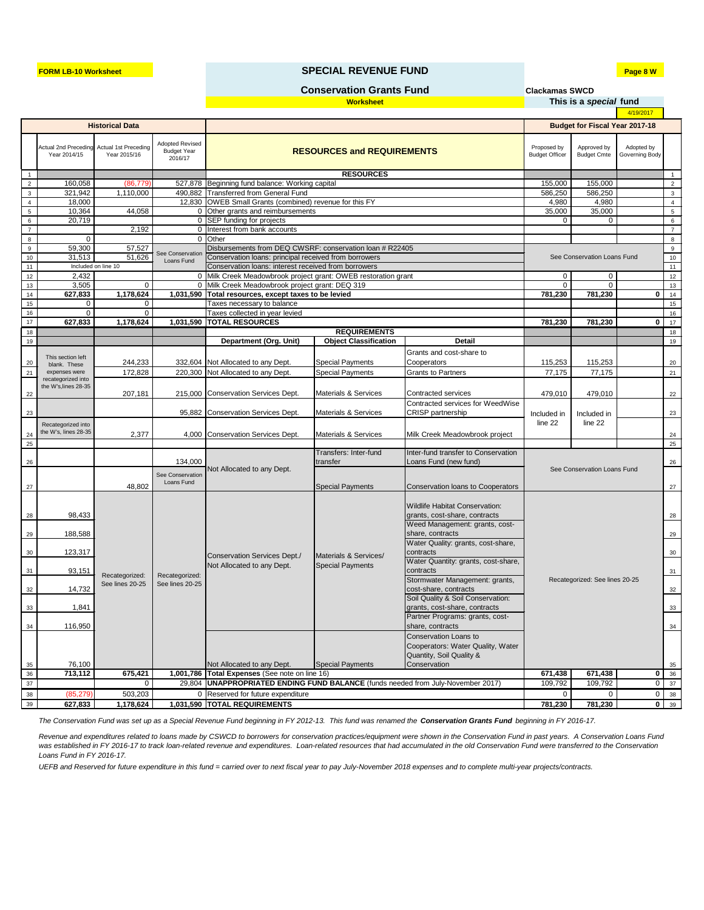**FORM LB-10 Worksheet**

# SPECIAL REVENUE FUND

**Page 8 W**

## Conservation Grants Fund

**Worksheet**

**Clackamas SWCD**

**This is a *special* fund**

4/19/2017

| | Historical Data | | | RESOURCES and REQUIREMENTS | | | Budget for Fiscal Year 2017-18 | | | |
|---|---|---|---|---|---|---|---|---|---|---|
| | Actual 2nd Preceding Year 2014/15 | Actual 1st Preceding Year 2015/16 | Adopted Revised Budget Year 2016/17 | | | | Proposed by Budget Officer | Approved by Budget Cmte | Adopted by Governing Body | |
| 1 | | | | **RESOURCES** | | | | | | 1 |
| 2 | 160,058 | (86,779) | 527,878 | Beginning fund balance: Working capital | | | 155,000 | 155,000 | | 2 |
| 3 | 321,942 | 1,110,000 | 490,882 | Transferred from General Fund | | | 586,250 | 586,250 | | 3 |
| 4 | 18,000 | | 12,830 | OWEB Small Grants (combined) revenue for this FY | | | 4,980 | 4,980 | | 4 |
| 5 | 10,364 | 44,058 | 0 | Other grants and reimbursements | | | 35,000 | 35,000 | | 5 |
| 6 | 20,719 | | 0 | SEP funding for projects | | | 0 | 0 | | 6 |
| 7 | | 2,192 | 0 | Interest from bank accounts | | | | | | 7 |
| 8 | 0 | | 0 | Other | | | | | | 8 |
| 9 | 59,300 | 57,527 | See Conservation Loans Fund | Disbursements from DEQ CWSRF: conservation loan # R22405 | | | See Conservation Loans Fund | | | 9 |
| 10 | 31,513 | 51,626 | | Conservation loans: principal received from borrowers | | | | | | 10 |
| 11 | Included on line 10 | | | Conservation loans: interest received from borrowers | | | | | | 11 |
| 12 | 2,432 | | 0 | Milk Creek Meadowbrook project grant: OWEB restoration grant | | | 0 | 0 | | 12 |
| 13 | 3,505 | 0 | 0 | Milk Creek Meadowbrook project grant: DEQ 319 | | | 0 | 0 | | 13 |
| 14 | **627,833** | **1,178,624** | **1,031,590** | **Total resources, except taxes to be levied** | | | **781,230** | **781,230** | **0** | 14 |
| 15 | 0 | 0 | | Taxes necessary to balance | | | | | | 15 |
| 16 | 0 | 0 | | Taxes collected in year levied | | | | | | 16 |
| 17 | **627,833** | **1,178,624** | **1,031,590** | **TOTAL RESOURCES** | | | **781,230** | **781,230** | **0** | 17 |
| 18 | | | | **REQUIREMENTS** | | | | | | 18 |
| 19 | | | | **Department (Org. Unit)** | **Object Classification** | **Detail** | | | | 19 |
| 20 | This section left blank. These expenses were recategorized into the W's, lines 28-35 | 244,233 | 332,604 | Not Allocated to any Dept. | Special Payments | Grants and cost-share to Cooperators | 115,253 | 115,253 | | 20 |
| 21 | | 172,828 | 220,300 | Not Allocated to any Dept. | Special Payments | Grants to Partners | 77,175 | 77,175 | | 21 |
| 22 | | 207,181 | 215,000 | Conservation Services Dept. | Materials & Services | Contracted services | 479,010 | 479,010 | | 22 |
| 23 | | | 95,882 | Conservation Services Dept. | Materials & Services | Contracted services for WeedWise CRISP partnership | Included in line 22 | Included in line 22 | | 23 |
| 24 | Recategorized into the W's, lines 28-35 | 2,377 | 4,000 | Conservation Services Dept. | Materials & Services | Milk Creek Meadowbrook project | | | | 24 |
| 25 | | | | | | | | | | 25 |
| 26 | | | 134,000 | Not Allocated to any Dept. | Transfers: Inter-fund transfer | Inter-fund transfer to Conservation Loans Fund (new fund) | See Conservation Loans Fund | | | 26 |
| 27 | | 48,802 | See Conservation Loans Fund | | Special Payments | Conservation loans to Cooperators | | | | 27 |
| 28 | 98,433 | Recategorized: See lines 20-25 | Recategorized: See lines 20-25 | Conservation Services Dept./ Not Allocated to any Dept. | Materials & Services/ Special Payments | Wildlife Habitat Conservation: grants, cost-share, contracts | Recategorized: See lines 20-25 | | | 28 |
| 29 | 188,588 | | | | | Weed Management: grants, cost-share, contracts | | | | 29 |
| 30 | 123,317 | | | | | Water Quality: grants, cost-share, contracts | | | | 30 |
| 31 | 93,151 | | | | | Water Quantity: grants, cost-share, contracts | | | | 31 |
| 32 | 14,732 | | | | | Stormwater Management: grants, cost-share, contracts | | | | 32 |
| 33 | 1,841 | | | | | Soil Quality & Soil Conservation: grants, cost-share, contracts | | | | 33 |
| 34 | 116,950 | | | | | Partner Programs: grants, cost-share, contracts | | | | 34 |
| 35 | 76,100 | | | Not Allocated to any Dept. | Special Payments | Conservation Loans to Cooperators: Water Quality, Water Quantity, Soil Quality & Conservation | | | | 35 |
| 36 | **713,112** | **675,421** | **1,001,786** | **Total Expenses** (See note on line 16) | | | **671,438** | **671,438** | **0** | 36 |
| 37 | | 0 | 29,804 | **UNAPPROPRIATED ENDING FUND BALANCE** (funds needed from July-November 2017) | | | 109,792 | 109,792 | 0 | 37 |
| 38 | (85,279) | 503,203 | 0 | Reserved for future expenditure | | | 0 | 0 | 0 | 38 |
| 39 | **627,833** | **1,178,624** | **1,031,590** | **TOTAL REQUIREMENTS** | | | **781,230** | **781,230** | **0** | 39 |

*The Conservation Fund was set up as a Special Revenue Fund beginning in FY 2012-13. This fund was renamed the **Conservation Grants Fund** beginning in FY 2016-17.*

*Revenue and expenditures related to loans made by CSWCD to borrowers for conservation practices/equipment were shown in the Conservation Fund in past years. A Conservation Loans Fund was established in FY 2016-17 to track loan-related revenue and expenditures. Loan-related resources that had accumulated in the old Conservation Fund were transferred to the Conservation Loans Fund in FY 2016-17.*

*UEFB and Reserved for future expenditure in this fund = carried over to next fiscal year to pay July-November 2018 expenses and to complete multi-year projects/contracts.*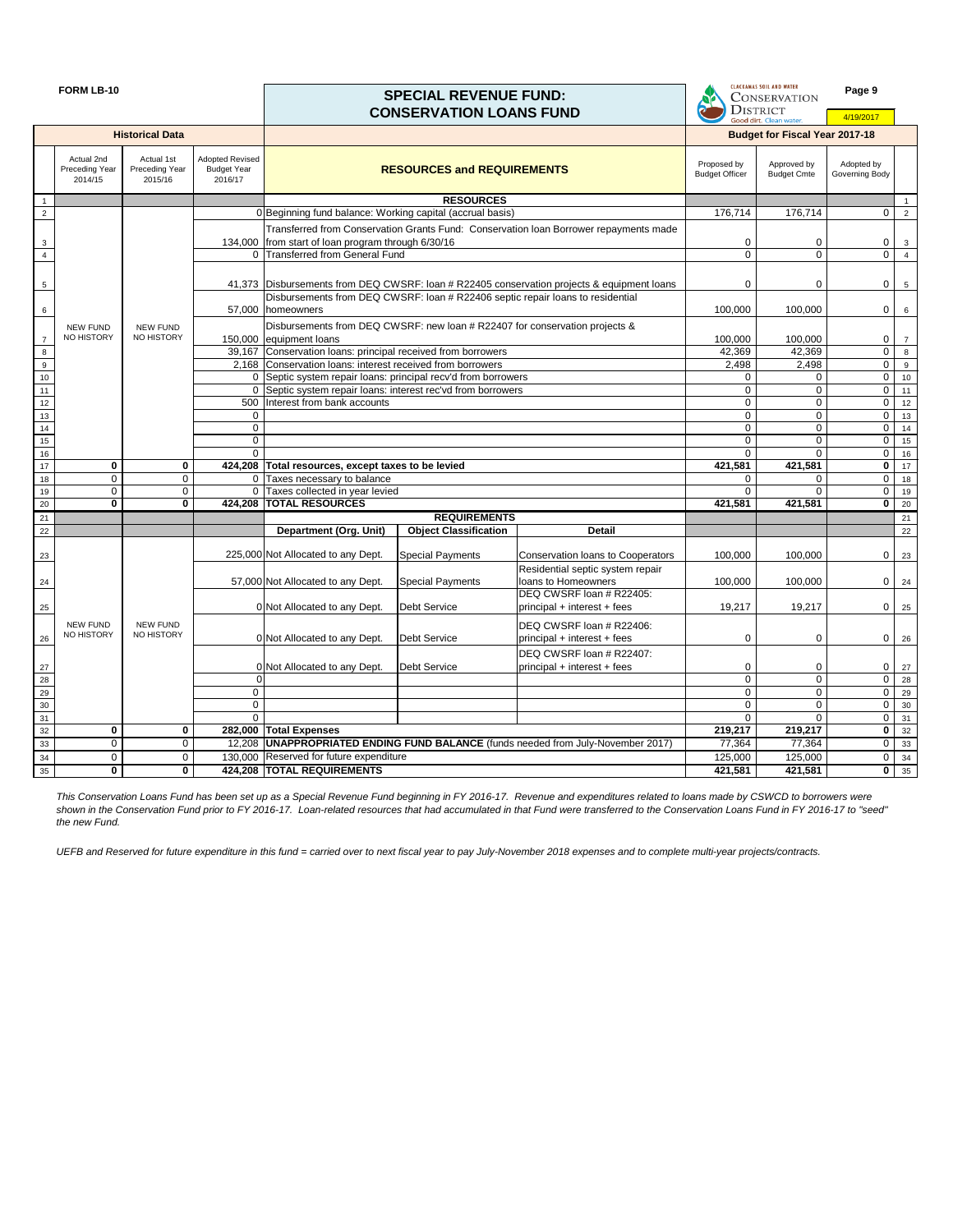FORM LB-10

# SPECIAL REVENUE FUND: CONSERVATION LOANS FUND

CLACKAMAS SOIL AND WATER CONSERVATION DISTRICT — Good dirt. Clean water.

Page 9

4/19/2017

| | Historical Data | | | | | | Budget for Fiscal Year 2017-18 | | | |
|---|---|---|---|---|---|---|---|---|---|---|
| | Actual 2nd Preceding Year 2014/15 | Actual 1st Preceding Year 2015/16 | Adopted Revised Budget Year 2016/17 | RESOURCES and REQUIREMENTS | | | Proposed by Budget Officer | Approved by Budget Cmte | Adopted by Governing Body | |
| 1 | | | | **RESOURCES** | | | | | | 1 |
| 2 | NEW FUND NO HISTORY | NEW FUND NO HISTORY | 0 | Beginning fund balance: Working capital (accrual basis) | | | 176,714 | 176,714 | 0 | 2 |
| 3 | | | 134,000 | Transferred from Conservation Grants Fund: Conservation loan Borrower repayments made from start of loan program through 6/30/16 | | | 0 | 0 | 0 | 3 |
| 4 | | | 0 | Transferred from General Fund | | | 0 | 0 | 0 | 4 |
| 5 | | | 41,373 | Disbursements from DEQ CWSRF: loan # R22405 conservation projects & equipment loans | | | 0 | 0 | 0 | 5 |
| 6 | | | 57,000 | Disbursements from DEQ CWSRF: loan # R22406 septic repair loans to residential homeowners | | | 100,000 | 100,000 | 0 | 6 |
| 7 | | | 150,000 | Disbursements from DEQ CWSRF: new loan # R22407 for conservation projects & equipment loans | | | 100,000 | 100,000 | 0 | 7 |
| 8 | | | 39,167 | Conservation loans: principal received from borrowers | | | 42,369 | 42,369 | 0 | 8 |
| 9 | | | 2,168 | Conservation loans: interest received from borrowers | | | 2,498 | 2,498 | 0 | 9 |
| 10 | | | 0 | Septic system repair loans: principal recv'd from borrowers | | | 0 | 0 | 0 | 10 |
| 11 | | | 0 | Septic system repair loans: interest rec'vd from borrowers | | | 0 | 0 | 0 | 11 |
| 12 | | | 500 | Interest from bank accounts | | | 0 | 0 | 0 | 12 |
| 13 | | | 0 | | | | 0 | 0 | 0 | 13 |
| 14 | | | 0 | | | | 0 | 0 | 0 | 14 |
| 15 | | | 0 | | | | 0 | 0 | 0 | 15 |
| 16 | | | 0 | | | | 0 | 0 | 0 | 16 |
| 17 | **0** | **0** | **424,208** | **Total resources, except taxes to be levied** | | | **421,581** | **421,581** | **0** | 17 |
| 18 | 0 | 0 | 0 | Taxes necessary to balance | | | 0 | 0 | 0 | 18 |
| 19 | 0 | 0 | 0 | Taxes collected in year levied | | | 0 | 0 | 0 | 19 |
| 20 | **0** | **0** | **424,208** | **TOTAL RESOURCES** | | | **421,581** | **421,581** | **0** | 20 |
| 21 | | | | **REQUIREMENTS** | | | | | | 21 |
| 22 | | | | **Department (Org. Unit)** | **Object Classification** | **Detail** | | | | 22 |
| 23 | NEW FUND NO HISTORY | NEW FUND NO HISTORY | 225,000 | Not Allocated to any Dept. | Special Payments | Conservation loans to Cooperators | 100,000 | 100,000 | 0 | 23 |
| 24 | | | 57,000 | Not Allocated to any Dept. | Special Payments | Residential septic system repair loans to Homeowners | 100,000 | 100,000 | 0 | 24 |
| 25 | | | 0 | Not Allocated to any Dept. | Debt Service | DEQ CWSRF loan # R22405: principal + interest + fees | 19,217 | 19,217 | 0 | 25 |
| 26 | | | 0 | Not Allocated to any Dept. | Debt Service | DEQ CWSRF loan # R22406: principal + interest + fees | 0 | 0 | 0 | 26 |
| 27 | | | 0 | Not Allocated to any Dept. | Debt Service | DEQ CWSRF loan # R22407: principal + interest + fees | 0 | 0 | 0 | 27 |
| 28 | | | 0 | | | | 0 | 0 | 0 | 28 |
| 29 | | | 0 | | | | 0 | 0 | 0 | 29 |
| 30 | | | 0 | | | | 0 | 0 | 0 | 30 |
| 31 | | | 0 | | | | 0 | 0 | 0 | 31 |
| 32 | **0** | **0** | **282,000** | **Total Expenses** | | | **219,217** | **219,217** | **0** | 32 |
| 33 | 0 | 0 | 12,208 | **UNAPPROPRIATED ENDING FUND BALANCE** (funds needed from July-November 2017) | | | 77,364 | 77,364 | 0 | 33 |
| 34 | 0 | 0 | 130,000 | Reserved for future expenditure | | | 125,000 | 125,000 | 0 | 34 |
| 35 | **0** | **0** | **424,208** | **TOTAL REQUIREMENTS** | | | **421,581** | **421,581** | **0** | 35 |

*This Conservation Loans Fund has been set up as a Special Revenue Fund beginning in FY 2016-17. Revenue and expenditures related to loans made by CSWCD to borrowers were shown in the Conservation Fund prior to FY 2016-17. Loan-related resources that had accumulated in that Fund were transferred to the Conservation Loans Fund in FY 2016-17 to "seed" the new Fund.*

*UEFB and Reserved for future expenditure in this fund = carried over to next fiscal year to pay July-November 2018 expenses and to complete multi-year projects/contracts.*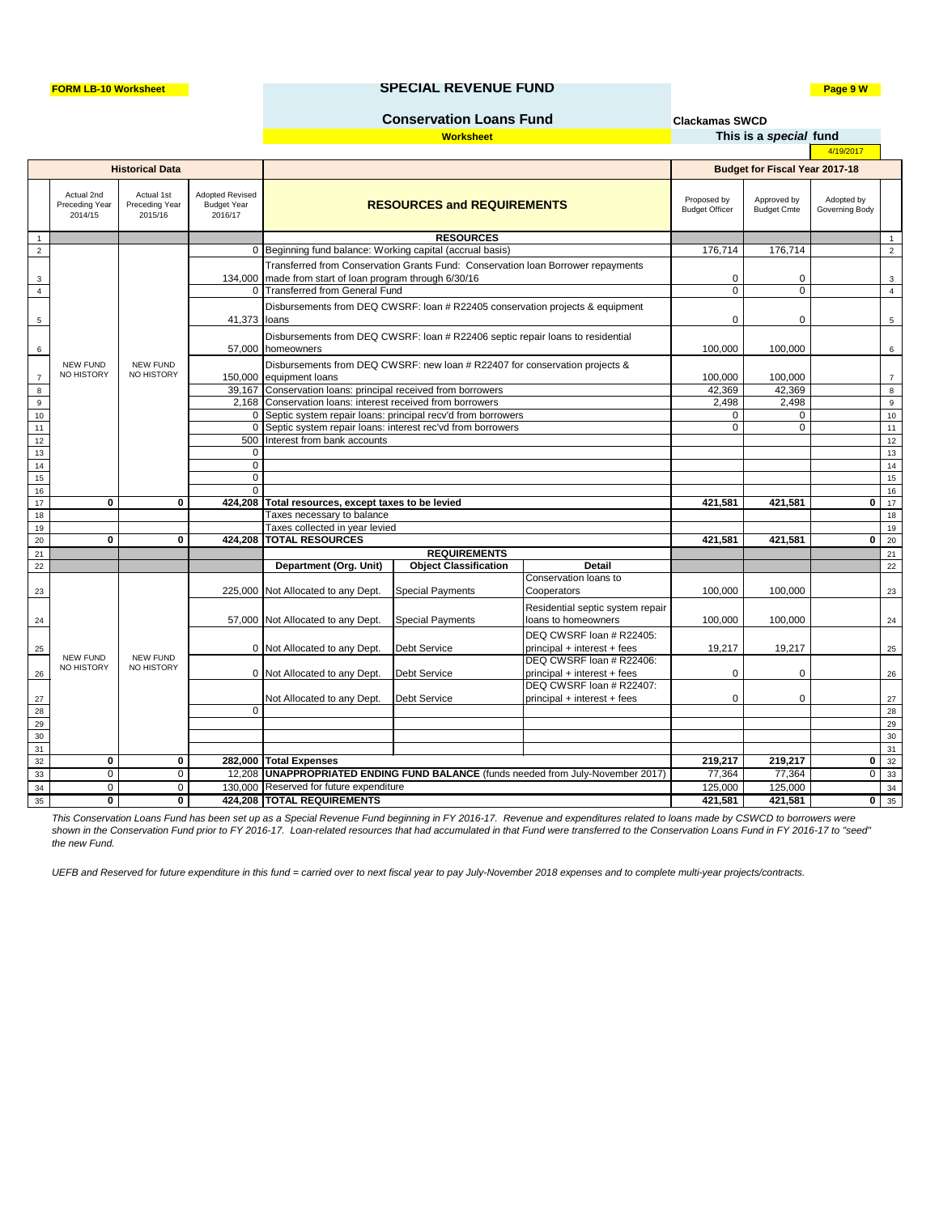**FORM LB-10 Worksheet**

# SPECIAL REVENUE FUND

## Conservation Loans Fund

**Worksheet**

**Clackamas SWCD**

**This is a *special* fund**

4/19/2017

| | Historical Data | | | RESOURCES and REQUIREMENTS | | | Budget for Fiscal Year 2017-18 | | | |
|---|---|---|---|---|---|---|---|---|---|---|
| | Actual 2nd Preceding Year 2014/15 | Actual 1st Preceding Year 2015/16 | Adopted Revised Budget Year 2016/17 | | | | Proposed by Budget Officer | Approved by Budget Cmte | Adopted by Governing Body | |
| 1 | | | | **RESOURCES** | | | | | | 1 |
| 2 | NEW FUND NO HISTORY | NEW FUND NO HISTORY | 0 | Beginning fund balance: Working capital (accrual basis) | | | 176,714 | 176,714 | | 2 |
| 3 | | | 134,000 | Transferred from Conservation Grants Fund: Conservation loan Borrower repayments made from start of loan program through 6/30/16 | | | 0 | 0 | | 3 |
| 4 | | | 0 | Transferred from General Fund | | | 0 | 0 | | 4 |
| 5 | | | 41,373 | Disbursements from DEQ CWSRF: loan # R22405 conservation projects & equipment loans | | | 0 | 0 | | 5 |
| 6 | | | 57,000 | Disbursements from DEQ CWSRF: loan # R22406 septic repair loans to residential homeowners | | | 100,000 | 100,000 | | 6 |
| 7 | | | 150,000 | Disbursements from DEQ CWSRF: new loan # R22407 for conservation projects & equipment loans | | | 100,000 | 100,000 | | 7 |
| 8 | | | 39,167 | Conservation loans: principal received from borrowers | | | 42,369 | 42,369 | | 8 |
| 9 | | | 2,168 | Conservation loans: interest received from borrowers | | | 2,498 | 2,498 | | 9 |
| 10 | | | 0 | Septic system repair loans: principal recv'd from borrowers | | | 0 | 0 | | 10 |
| 11 | | | 0 | Septic system repair loans: interest rec'vd from borrowers | | | 0 | 0 | | 11 |
| 12 | | | 500 | Interest from bank accounts | | | | | | 12 |
| 13 | | | 0 | | | | | | | 13 |
| 14 | | | 0 | | | | | | | 14 |
| 15 | | | 0 | | | | | | | 15 |
| 16 | | | 0 | | | | | | | 16 |
| 17 | **0** | **0** | **424,208** | **Total resources, except taxes to be levied** | | | **421,581** | **421,581** | **0** | 17 |
| 18 | | | | Taxes necessary to balance | | | | | | 18 |
| 19 | | | | Taxes collected in year levied | | | | | | 19 |
| 20 | **0** | **0** | **424,208** | **TOTAL RESOURCES** | | | **421,581** | **421,581** | **0** | 20 |
| 21 | | | | **REQUIREMENTS** | | | | | | 21 |
| 22 | | | | **Department (Org. Unit)** | **Object Classification** | **Detail** | | | | 22 |
| 23 | NEW FUND NO HISTORY | NEW FUND NO HISTORY | 225,000 | Not Allocated to any Dept. | Special Payments | Conservation loans to Cooperators | 100,000 | 100,000 | | 23 |
| 24 | | | 57,000 | Not Allocated to any Dept. | Special Payments | Residential septic system repair loans to homeowners | 100,000 | 100,000 | | 24 |
| 25 | | | 0 | Not Allocated to any Dept. | Debt Service | DEQ CWSRF loan # R22405: principal + interest + fees | 19,217 | 19,217 | | 25 |
| 26 | | | 0 | Not Allocated to any Dept. | Debt Service | DEQ CWSRF loan # R22406: principal + interest + fees | 0 | 0 | | 26 |
| 27 | | | | Not Allocated to any Dept. | Debt Service | DEQ CWSRF loan # R22407: principal + interest + fees | 0 | 0 | | 27 |
| 28 | | | 0 | | | | | | | 28 |
| 29 | | | | | | | | | | 29 |
| 30 | | | | | | | | | | 30 |
| 31 | | | | | | | | | | 31 |
| 32 | **0** | **0** | **282,000** | **Total Expenses** | | | **219,217** | **219,217** | **0** | 32 |
| 33 | 0 | 0 | 12,208 | **UNAPPROPRIATED ENDING FUND BALANCE** (funds needed from July-November 2017) | | | 77,364 | 77,364 | 0 | 33 |
| 34 | 0 | 0 | 130,000 | Reserved for future expenditure | | | 125,000 | 125,000 | | 34 |
| 35 | **0** | **0** | **424,208** | **TOTAL REQUIREMENTS** | | | **421,581** | **421,581** | **0** | 35 |

*This Conservation Loans Fund has been set up as a Special Revenue Fund beginning in FY 2016-17. Revenue and expenditures related to loans made by CSWCD to borrowers were shown in the Conservation Fund prior to FY 2016-17. Loan-related resources that had accumulated in that Fund were transferred to the Conservation Loans Fund in FY 2016-17 to "seed" the new Fund.*

*UEFB and Reserved for future expenditure in this fund = carried over to next fiscal year to pay July-November 2018 expenses and to complete multi-year projects/contracts.*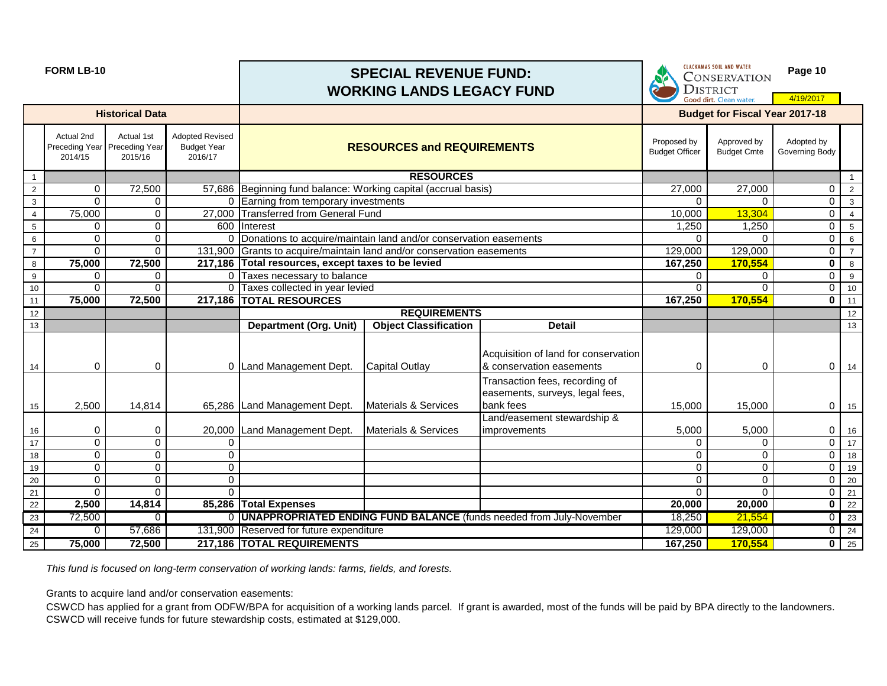FORM LB-10

# SPECIAL REVENUE FUND: WORKING LANDS LEGACY FUND

CLACKAMAS SOIL AND WATER CONSERVATION DISTRICT — Good dirt. Clean water.

Page 10

4/19/2017

| | Historical Data | | | | | | Budget for Fiscal Year 2017-18 | | | |
|---|---|---|---|---|---|---|---|---|---|---|
| | Actual 2nd Preceding Year 2014/15 | Actual 1st Preceding Year 2015/16 | Adopted Revised Budget Year 2016/17 | RESOURCES and REQUIREMENTS | | | Proposed by Budget Officer | Approved by Budget Cmte | Adopted by Governing Body | |
| 1 | | | | **RESOURCES** | | | | | | 1 |
| 2 | 0 | 72,500 | 57,686 | Beginning fund balance: Working capital (accrual basis) | | | 27,000 | 27,000 | 0 | 2 |
| 3 | 0 | 0 | 0 | Earning from temporary investments | | | 0 | 0 | 0 | 3 |
| 4 | 75,000 | 0 | 27,000 | Transferred from General Fund | | | 10,000 | 13,304 | 0 | 4 |
| 5 | 0 | 0 | 600 | Interest | | | 1,250 | 1,250 | 0 | 5 |
| 6 | 0 | 0 | 0 | Donations to acquire/maintain land and/or conservation easements | | | 0 | 0 | 0 | 6 |
| 7 | 0 | 0 | 131,900 | Grants to acquire/maintain land and/or conservation easements | | | 129,000 | 129,000 | 0 | 7 |
| 8 | **75,000** | **72,500** | **217,186** | **Total resources, except taxes to be levied** | | | **167,250** | **170,554** | **0** | 8 |
| 9 | 0 | 0 | 0 | Taxes necessary to balance | | | 0 | 0 | 0 | 9 |
| 10 | 0 | 0 | 0 | Taxes collected in year levied | | | 0 | 0 | 0 | 10 |
| 11 | **75,000** | **72,500** | **217,186** | **TOTAL RESOURCES** | | | **167,250** | **170,554** | **0** | 11 |
| 12 | | | | **REQUIREMENTS** | | | | | | 12 |
| 13 | | | | **Department (Org. Unit)** | **Object Classification** | **Detail** | | | | 13 |
| 14 | 0 | 0 | 0 | Land Management Dept. | Capital Outlay | Acquisition of land for conservation & conservation easements | 0 | 0 | 0 | 14 |
| 15 | 2,500 | 14,814 | 65,286 | Land Management Dept. | Materials & Services | Transaction fees, recording of easements, surveys, legal fees, bank fees | 15,000 | 15,000 | 0 | 15 |
| 16 | 0 | 0 | 20,000 | Land Management Dept. | Materials & Services | Land/easement stewardship & improvements | 5,000 | 5,000 | 0 | 16 |
| 17 | 0 | 0 | 0 | | | | 0 | 0 | 0 | 17 |
| 18 | 0 | 0 | 0 | | | | 0 | 0 | 0 | 18 |
| 19 | 0 | 0 | 0 | | | | 0 | 0 | 0 | 19 |
| 20 | 0 | 0 | 0 | | | | 0 | 0 | 0 | 20 |
| 21 | 0 | 0 | 0 | | | | 0 | 0 | 0 | 21 |
| 22 | **2,500** | **14,814** | **85,286** | **Total Expenses** | | | **20,000** | **20,000** | **0** | 22 |
| 23 | 72,500 | 0 | 0 | **UNAPPROPRIATED ENDING FUND BALANCE** (funds needed from July-November | | | 18,250 | 21,554 | 0 | 23 |
| 24 | 0 | 57,686 | 131,900 | Reserved for future expenditure | | | 129,000 | 129,000 | 0 | 24 |
| 25 | **75,000** | **72,500** | **217,186** | **TOTAL REQUIREMENTS** | | | **167,250** | **170,554** | **0** | 25 |

*This fund is focused on long-term conservation of working lands: farms, fields, and forests.*

Grants to acquire land and/or conservation easements:

CSWCD has applied for a grant from ODFW/BPA for acquisition of a working lands parcel. If grant is awarded, most of the funds will be paid by BPA directly to the landowners. CSWCD will receive funds for future stewardship costs, estimated at $129,000.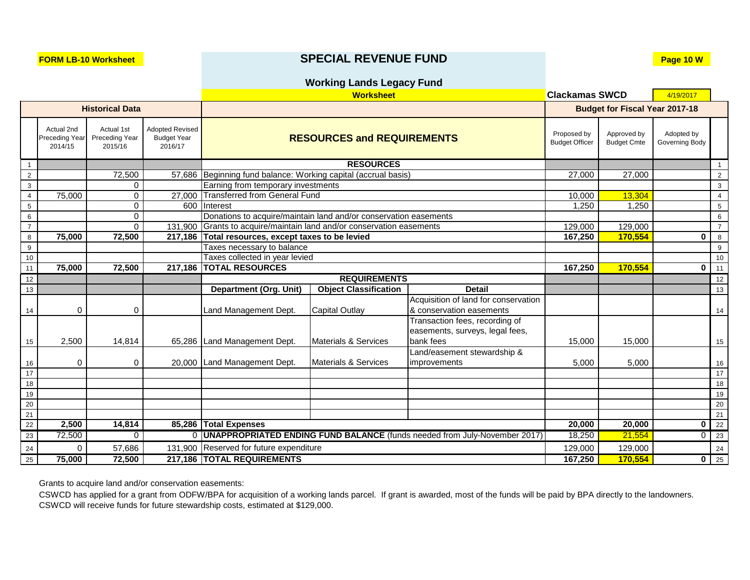**FORM LB-10 Worksheet**

# SPECIAL REVENUE FUND

**Page 10 W**

## Working Lands Legacy Fund

**Worksheet**

**Clackamas SWCD** 4/19/2017

| | Historical Data | | | | | | Budget for Fiscal Year 2017-18 | | | |
|---|---|---|---|---|---|---|---|---|---|---|
| | Actual 2nd Preceding Year 2014/15 | Actual 1st Preceding Year 2015/16 | Adopted Revised Budget Year 2016/17 | RESOURCES and REQUIREMENTS | | | Proposed by Budget Officer | Approved by Budget Cmte | Adopted by Governing Body | |
| 1 | | | | **RESOURCES** | | | | | | 1 |
| 2 | | 72,500 | 57,686 | Beginning fund balance: Working capital (accrual basis) | | | 27,000 | 27,000 | | 2 |
| 3 | | 0 | | Earning from temporary investments | | | | | | 3 |
| 4 | 75,000 | 0 | 27,000 | Transferred from General Fund | | | 10,000 | 13,304 | | 4 |
| 5 | | 0 | 600 | Interest | | | 1,250 | 1,250 | | 5 |
| 6 | | 0 | | Donations to acquire/maintain land and/or conservation easements | | | | | | 6 |
| 7 | | 0 | 131,900 | Grants to acquire/maintain land and/or conservation easements | | | 129,000 | 129,000 | | 7 |
| 8 | **75,000** | **72,500** | **217,186** | **Total resources, except taxes to be levied** | | | **167,250** | **170,554** | **0** | 8 |
| 9 | | | | Taxes necessary to balance | | | | | | 9 |
| 10 | | | | Taxes collected in year levied | | | | | | 10 |
| 11 | **75,000** | **72,500** | **217,186** | **TOTAL RESOURCES** | | | **167,250** | **170,554** | **0** | 11 |
| 12 | | | | **REQUIREMENTS** | | | | | | 12 |
| 13 | | | | **Department (Org. Unit)** | **Object Classification** | **Detail** | | | | 13 |
| 14 | 0 | 0 | | Land Management Dept. | Capital Outlay | Acquisition of land for conservation & conservation easements | | | | 14 |
| 15 | 2,500 | 14,814 | 65,286 | Land Management Dept. | Materials & Services | Transaction fees, recording of easements, surveys, legal fees, bank fees | 15,000 | 15,000 | | 15 |
| 16 | 0 | 0 | 20,000 | Land Management Dept. | Materials & Services | Land/easement stewardship & improvements | 5,000 | 5,000 | | 16 |
| 17 | | | | | | | | | | 17 |
| 18 | | | | | | | | | | 18 |
| 19 | | | | | | | | | | 19 |
| 20 | | | | | | | | | | 20 |
| 21 | | | | | | | | | | 21 |
| 22 | **2,500** | **14,814** | **85,286** | **Total Expenses** | | | **20,000** | **20,000** | **0** | 22 |
| 23 | 72,500 | 0 | 0 | **UNAPPROPRIATED ENDING FUND BALANCE** (funds needed from July-November 2017) | | | 18,250 | 21,554 | 0 | 23 |
| 24 | 0 | 57,686 | 131,900 | Reserved for future expenditure | | | 129,000 | 129,000 | | 24 |
| 25 | **75,000** | **72,500** | **217,186** | **TOTAL REQUIREMENTS** | | | **167,250** | **170,554** | **0** | 25 |

Grants to acquire land and/or conservation easements:

CSWCD has applied for a grant from ODFW/BPA for acquisition of a working lands parcel. If grant is awarded, most of the funds will be paid by BPA directly to the landowners. CSWCD will receive funds for future stewardship costs, estimated at $129,000.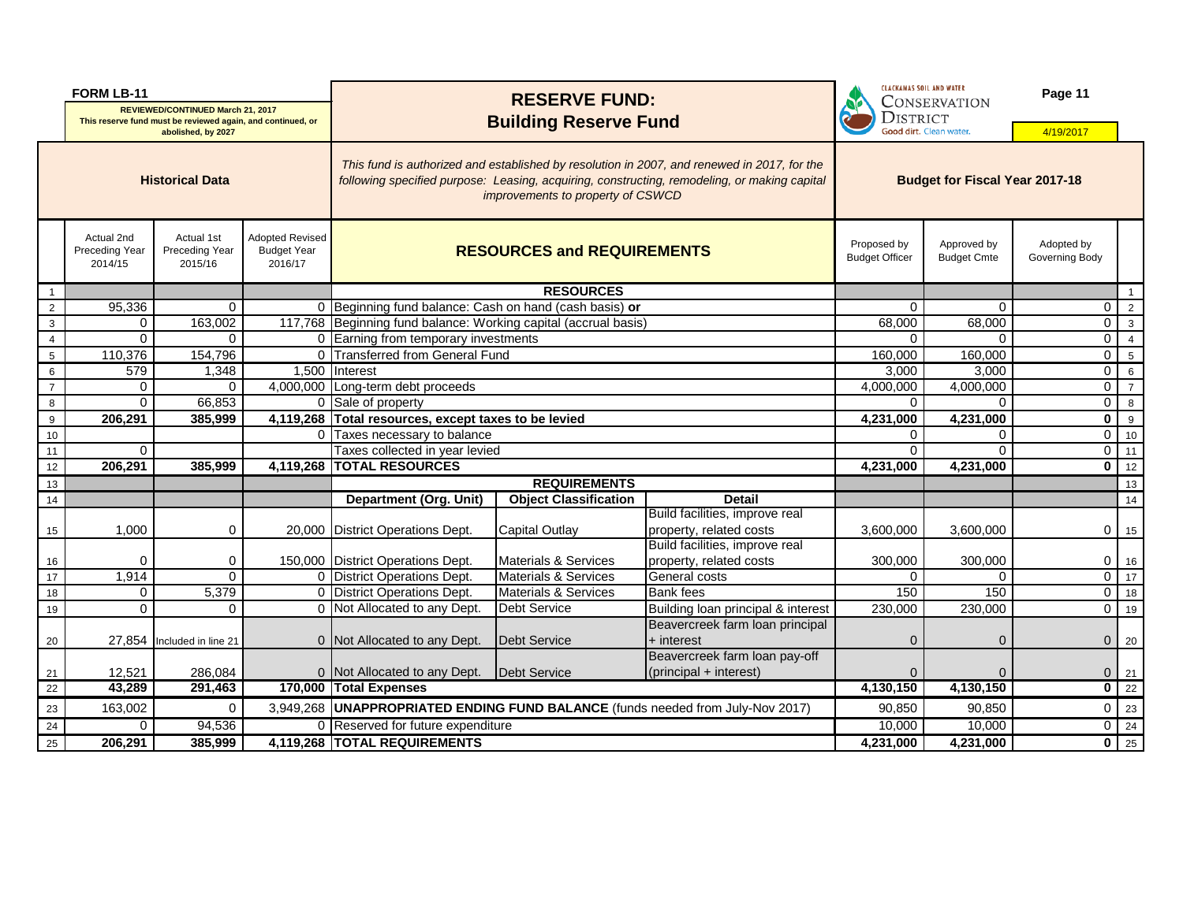**FORM LB-11**

**REVIEWED/CONTINUED March 21, 2017**
**This reserve fund must be reviewed again, and continued, or abolished, by 2027**

# RESERVE FUND: Building Reserve Fund

CLACKAMAS SOIL AND WATER CONSERVATION DISTRICT — Good dirt. Clean water.

4/19/2017

*This fund is authorized and established by resolution in 2007, and renewed in 2017, for the following specified purpose: Leasing, acquiring, constructing, remodeling, or making capital improvements to property of CSWCD*

| | Historical Data | | | | | | Budget for Fiscal Year 2017-18 | | | |
|---|---|---|---|---|---|---|---|---|---|---|
| | Actual 2nd Preceding Year 2014/15 | Actual 1st Preceding Year 2015/16 | Adopted Revised Budget Year 2016/17 | RESOURCES and REQUIREMENTS | | | Proposed by Budget Officer | Approved by Budget Cmte | Adopted by Governing Body | |
| 1 | | | | **RESOURCES** | | | | | | 1 |
| 2 | 95,336 | 0 | 0 | Beginning fund balance: Cash on hand (cash basis) **or** | | | 0 | 0 | 0 | 2 |
| 3 | 0 | 163,002 | 117,768 | Beginning fund balance: Working capital (accrual basis) | | | 68,000 | 68,000 | 0 | 3 |
| 4 | 0 | 0 | 0 | Earning from temporary investments | | | 0 | 0 | 0 | 4 |
| 5 | 110,376 | 154,796 | 0 | Transferred from General Fund | | | 160,000 | 160,000 | 0 | 5 |
| 6 | 579 | 1,348 | 1,500 | Interest | | | 3,000 | 3,000 | 0 | 6 |
| 7 | 0 | 0 | 4,000,000 | Long-term debt proceeds | | | 4,000,000 | 4,000,000 | 0 | 7 |
| 8 | 0 | 66,853 | 0 | Sale of property | | | 0 | 0 | 0 | 8 |
| 9 | **206,291** | **385,999** | **4,119,268** | **Total resources, except taxes to be levied** | | | **4,231,000** | **4,231,000** | **0** | 9 |
| 10 | | | 0 | Taxes necessary to balance | | | 0 | 0 | 0 | 10 |
| 11 | 0 | | | Taxes collected in year levied | | | 0 | 0 | 0 | 11 |
| 12 | **206,291** | **385,999** | **4,119,268** | **TOTAL RESOURCES** | | | **4,231,000** | **4,231,000** | **0** | 12 |
| 13 | | | | **REQUIREMENTS** | | | | | | 13 |
| 14 | | | | **Department (Org. Unit)** | **Object Classification** | **Detail** | | | | 14 |
| 15 | 1,000 | 0 | 20,000 | District Operations Dept. | Capital Outlay | Build facilities, improve real property, related costs | 3,600,000 | 3,600,000 | 0 | 15 |
| 16 | 0 | 0 | 150,000 | District Operations Dept. | Materials & Services | Build facilities, improve real property, related costs | 300,000 | 300,000 | 0 | 16 |
| 17 | 1,914 | 0 | 0 | District Operations Dept. | Materials & Services | General costs | 0 | 0 | 0 | 17 |
| 18 | 0 | 5,379 | 0 | District Operations Dept. | Materials & Services | Bank fees | 150 | 150 | 0 | 18 |
| 19 | 0 | 0 | 0 | Not Allocated to any Dept. | Debt Service | Building loan principal & interest | 230,000 | 230,000 | 0 | 19 |
| 20 | 27,854 | Included in line 21 | 0 | Not Allocated to any Dept. | Debt Service | Beavercreek farm loan principal + interest | 0 | 0 | 0 | 20 |
| 21 | 12,521 | 286,084 | 0 | Not Allocated to any Dept. | Debt Service | Beavercreek farm loan pay-off (principal + interest) | 0 | 0 | 0 | 21 |
| 22 | **43,289** | **291,463** | **170,000** | **Total Expenses** | | | **4,130,150** | **4,130,150** | **0** | 22 |
| 23 | 163,002 | 0 | 3,949,268 | **UNAPPROPRIATED ENDING FUND BALANCE** (funds needed from July-Nov 2017) | | | 90,850 | 90,850 | 0 | 23 |
| 24 | 0 | 94,536 | 0 | Reserved for future expenditure | | | 10,000 | 10,000 | 0 | 24 |
| 25 | **206,291** | **385,999** | **4,119,268** | **TOTAL REQUIREMENTS** | | | **4,231,000** | **4,231,000** | **0** | 25 |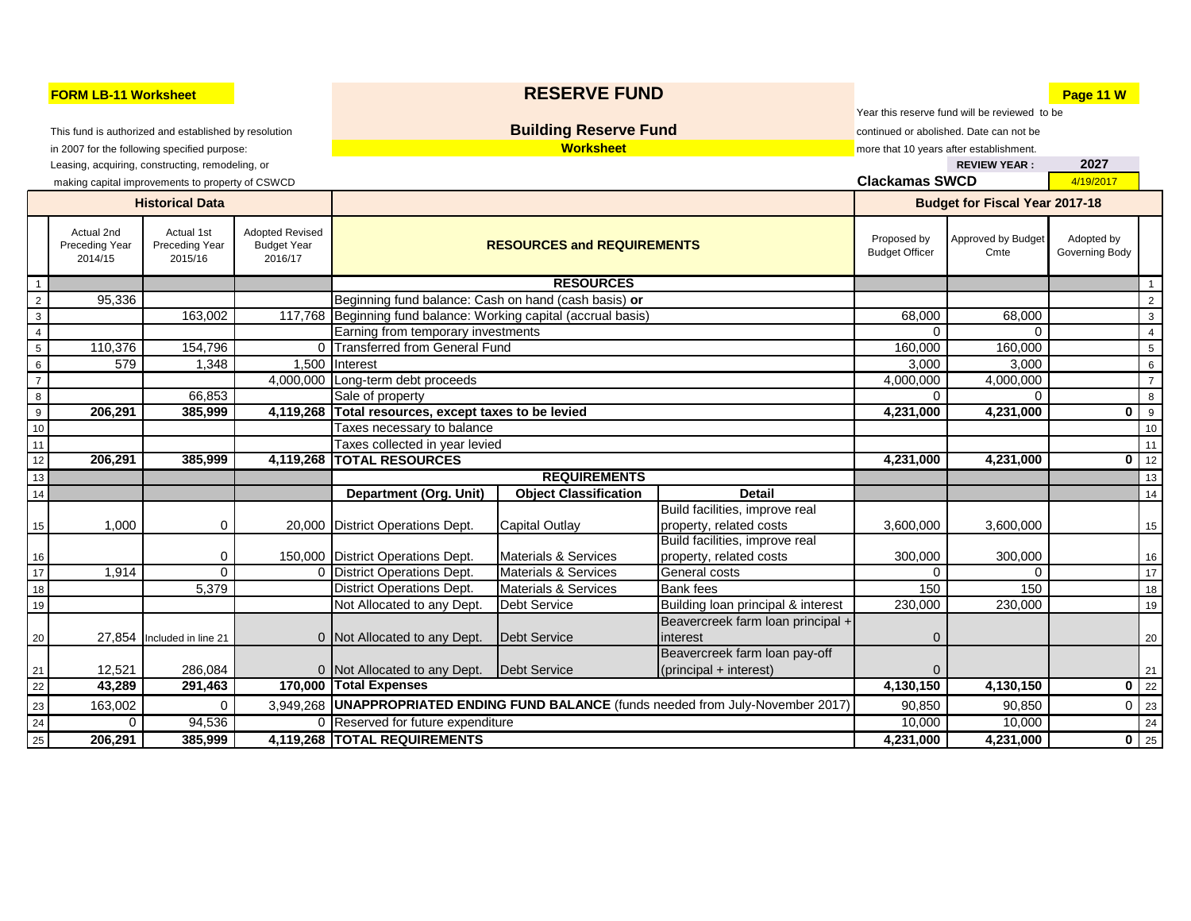**FORM LB-11 Worksheet**

# RESERVE FUND

**Page 11 W**

## Building Reserve Fund

**Worksheet**

This fund is authorized and established by resolution in 2007 for the following specified purpose: Leasing, acquiring, constructing, remodeling, or making capital improvements to property of CSWCD

Year this reserve fund will be reviewed to be continued or abolished. Date can not be more that 10 years after establishment.

**REVIEW YEAR :** **2027**

**Clackamas SWCD** 4/19/2017

| | Historical Data | | | | | | Budget for Fiscal Year 2017-18 | | | |
|---|---|---|---|---|---|---|---|---|---|---|
| | Actual 2nd Preceding Year 2014/15 | Actual 1st Preceding Year 2015/16 | Adopted Revised Budget Year 2016/17 | RESOURCES and REQUIREMENTS | | | Proposed by Budget Officer | Approved by Budget Cmte | Adopted by Governing Body | |
| 1 | | | | **RESOURCES** | | | | | | 1 |
| 2 | 95,336 | | | Beginning fund balance: Cash on hand (cash basis) **or** | | | | | | 2 |
| 3 | | 163,002 | 117,768 | Beginning fund balance: Working capital (accrual basis) | | | 68,000 | 68,000 | | 3 |
| 4 | | | | Earning from temporary investments | | | 0 | 0 | | 4 |
| 5 | 110,376 | 154,796 | 0 | Transferred from General Fund | | | 160,000 | 160,000 | | 5 |
| 6 | 579 | 1,348 | 1,500 | Interest | | | 3,000 | 3,000 | | 6 |
| 7 | | | 4,000,000 | Long-term debt proceeds | | | 4,000,000 | 4,000,000 | | 7 |
| 8 | | 66,853 | | Sale of property | | | 0 | 0 | | 8 |
| 9 | **206,291** | **385,999** | **4,119,268** | **Total resources, except taxes to be levied** | | | **4,231,000** | **4,231,000** | **0** | 9 |
| 10 | | | | Taxes necessary to balance | | | | | | 10 |
| 11 | | | | Taxes collected in year levied | | | | | | 11 |
| 12 | **206,291** | **385,999** | **4,119,268** | **TOTAL RESOURCES** | | | **4,231,000** | **4,231,000** | **0** | 12 |
| 13 | | | | **REQUIREMENTS** | | | | | | 13 |
| 14 | | | | **Department (Org. Unit)** | **Object Classification** | **Detail** | | | | 14 |
| 15 | 1,000 | 0 | 20,000 | District Operations Dept. | Capital Outlay | Build facilities, improve real property, related costs | 3,600,000 | 3,600,000 | | 15 |
| 16 | | 0 | 150,000 | District Operations Dept. | Materials & Services | Build facilities, improve real property, related costs | 300,000 | 300,000 | | 16 |
| 17 | 1,914 | 0 | 0 | District Operations Dept. | Materials & Services | General costs | 0 | 0 | | 17 |
| 18 | | 5,379 | | District Operations Dept. | Materials & Services | Bank fees | 150 | 150 | | 18 |
| 19 | | | | Not Allocated to any Dept. | Debt Service | Building loan principal & interest | 230,000 | 230,000 | | 19 |
| 20 | 27,854 | Included in line 21 | 0 | Not Allocated to any Dept. | Debt Service | Beavercreek farm loan principal + interest | 0 | | | 20 |
| 21 | 12,521 | 286,084 | 0 | Not Allocated to any Dept. | Debt Service | Beavercreek farm loan pay-off (principal + interest) | 0 | | | 21 |
| 22 | **43,289** | **291,463** | **170,000** | **Total Expenses** | | | **4,130,150** | **4,130,150** | **0** | 22 |
| 23 | 163,002 | 0 | 3,949,268 | **UNAPPROPRIATED ENDING FUND BALANCE** (funds needed from July-November 2017) | | | 90,850 | 90,850 | 0 | 23 |
| 24 | 0 | 94,536 | 0 | Reserved for future expenditure | | | 10,000 | 10,000 | | 24 |
| 25 | **206,291** | **385,999** | **4,119,268** | **TOTAL REQUIREMENTS** | | | **4,231,000** | **4,231,000** | **0** | 25 |